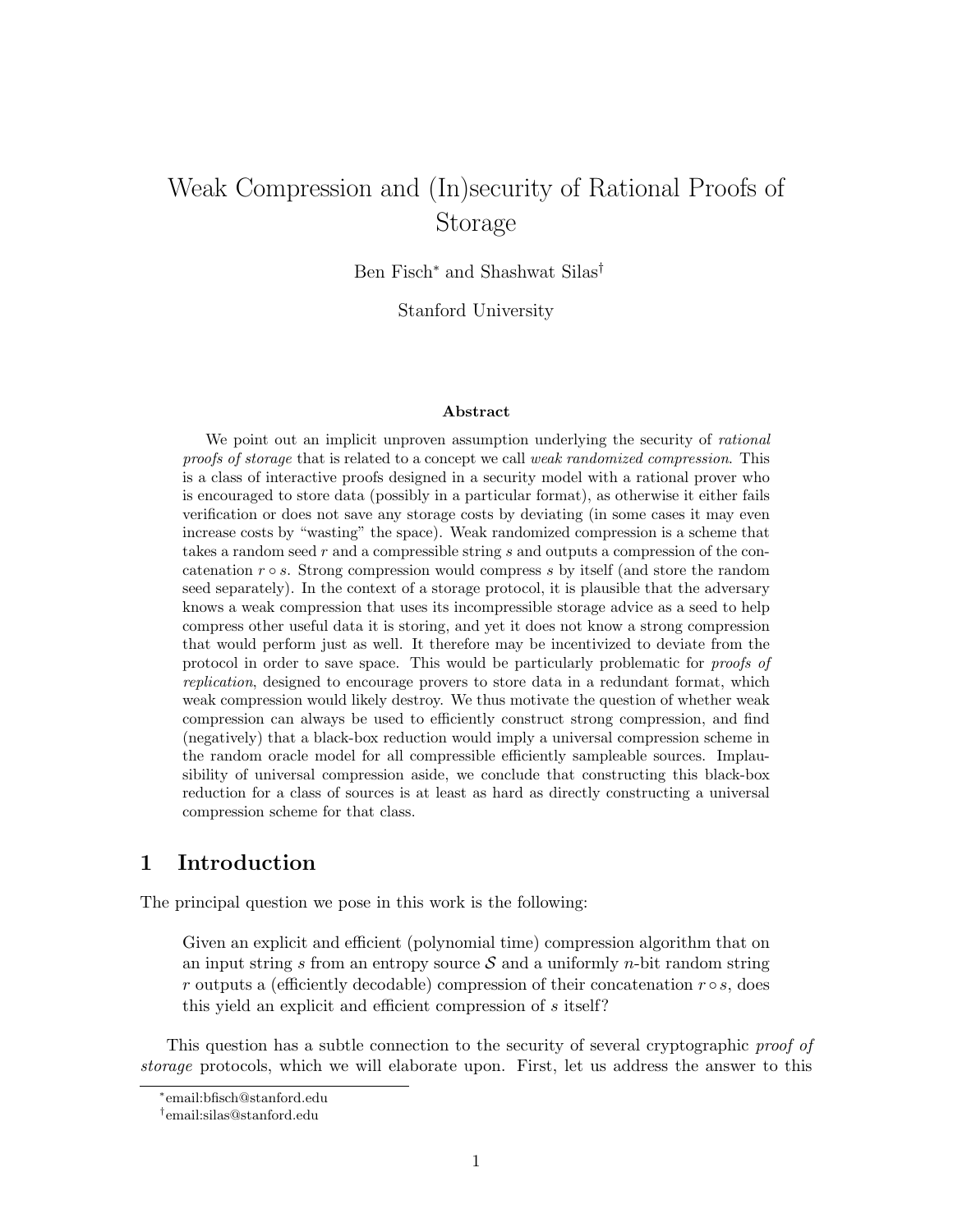# Weak Compression and (In)security of Rational Proofs of Storage

Ben Fisch[*] and Shashwat Silas[†]

Stanford University

### Abstract

We point out an implicit unproven assumption underlying the security of *rational proofs of storage* that is related to a concept we call *weak randomized compression*. This is a class of interactive proofs designed in a security model with a rational prover who is encouraged to store data (possibly in a particular format), as otherwise it either fails verification or does not save any storage costs by deviating (in some cases it may even increase costs by "wasting" the space). Weak randomized compression is a scheme that takes a random seed $r$ and a compressible string $s$ and outputs a compression of the concatenation $r \circ s$. Strong compression would compress $s$ by itself (and store the random seed separately). In the context of a storage protocol, it is plausible that the adversary knows a weak compression that uses its incompressible storage advice as a seed to help compress other useful data it is storing, and yet it does not know a strong compression that would perform just as well. It therefore may be incentivized to deviate from the protocol in order to save space. This would be particularly problematic for *proofs of replication*, designed to encourage provers to store data in a redundant format, which weak compression would likely destroy. We thus motivate the question of whether weak compression can always be used to efficiently construct strong compression, and find (negatively) that a black-box reduction would imply a universal compression scheme in the random oracle model for all compressible efficiently sampleable sources. Implausibility of universal compression aside, we conclude that constructing this black-box reduction for a class of sources is at least as hard as directly constructing a universal compression scheme for that class.

## 1 Introduction

The principal question we pose in this work is the following:

> Given an explicit and efficient (polynomial time) compression algorithm that on an input string $s$ from an entropy source $\mathcal{S}$ and a uniformly $n$-bit random string $r$ outputs a (efficiently decodable) compression of their concatenation $r \circ s$, does this yield an explicit and efficient compression of $s$ itself?

This question has a subtle connection to the security of several cryptographic *proof of storage* protocols, which we will elaborate upon. First, let us address the answer to this

[*] email:bfisch@stanford.edu

[†] email:silas@stanford.edu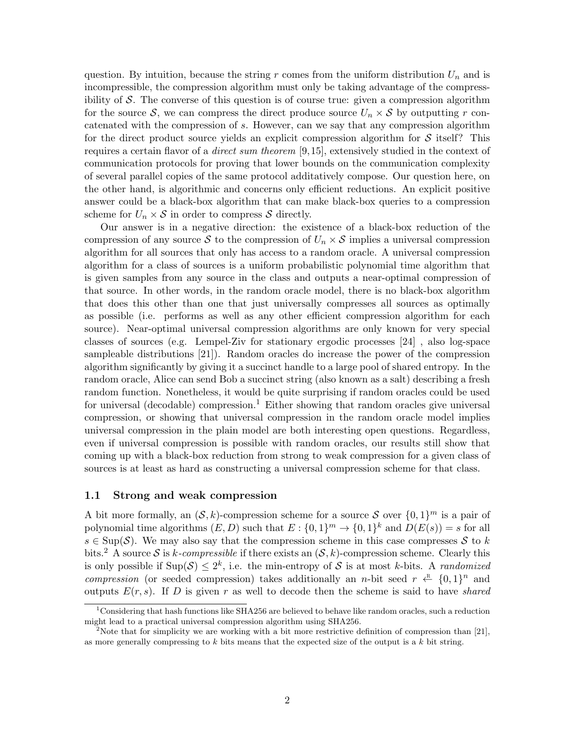question. By intuition, because the string $r$ comes from the uniform distribution $U_n$ and is incompressible, the compression algorithm must only be taking advantage of the compressibility of $\mathcal{S}$. The converse of this question is of course true: given a compression algorithm for the source $\mathcal{S}$, we can compress the direct produce source $U_n \times \mathcal{S}$ by outputting $r$ concatenated with the compression of $s$. However, can we say that any compression algorithm for the direct product source yields an explicit compression algorithm for $\mathcal{S}$ itself? This requires a certain flavor of a *direct sum theorem* [9,15], extensively studied in the context of communication protocols for proving that lower bounds on the communication complexity of several parallel copies of the same protocol additatively compose. Our question here, on the other hand, is algorithmic and concerns only efficient reductions. An explicit positive answer could be a black-box algorithm that can make black-box queries to a compression scheme for $U_n \times \mathcal{S}$ in order to compress $\mathcal{S}$ directly.

Our answer is in a negative direction: the existence of a black-box reduction of the compression of any source $\mathcal{S}$ to the compression of $U_n \times \mathcal{S}$ implies a universal compression algorithm for all sources that only has access to a random oracle. A universal compression algorithm for a class of sources is a uniform probabilistic polynomial time algorithm that is given samples from any source in the class and outputs a near-optimal compression of that source. In other words, in the random oracle model, there is no black-box algorithm that does this other than one that just universally compresses all sources as optimally as possible (i.e. performs as well as any other efficient compression algorithm for each source). Near-optimal universal compression algorithms are only known for very special classes of sources (e.g. Lempel-Ziv for stationary ergodic processes [24] , also log-space sampleable distributions [21]). Random oracles do increase the power of the compression algorithm significantly by giving it a succinct handle to a large pool of shared entropy. In the random oracle, Alice can send Bob a succinct string (also known as a salt) describing a fresh random function. Nonetheless, it would be quite surprising if random oracles could be used for universal (decodable) compression.[1] Either showing that random oracles give universal compression, or showing that universal compression in the random oracle model implies universal compression in the plain model are both interesting open questions. Regardless, even if universal compression is possible with random oracles, our results still show that coming up with a black-box reduction from strong to weak compression for a given class of sources is at least as hard as constructing a universal compression scheme for that class.

### 1.1 Strong and weak compression

A bit more formally, an $(\mathcal{S}, k)$-compression scheme for a source $\mathcal{S}$ over $\{0,1\}^m$ is a pair of polynomial time algorithms $(E, D)$ such that $E : \{0,1\}^m \to \{0,1\}^k$ and $D(E(s)) = s$ for all $s \in \text{Sup}(\mathcal{S})$. We may also say that the compression scheme in this case compresses $\mathcal{S}$ to $k$ bits.[2] A source $\mathcal{S}$ is *$k$-compressible* if there exists an $(\mathcal{S}, k)$-compression scheme. Clearly this is only possible if $\text{Sup}(\mathcal{S}) \leq 2^k$, i.e. the min-entropy of $\mathcal{S}$ is at most $k$-bits. A *randomized compression* (or seeded compression) takes additionally an $n$-bit seed $r \xleftarrow{\text{R}} \{0,1\}^n$ and outputs $E(r, s)$. If $D$ is given $r$ as well to decode then the scheme is said to have *shared*

---

[1] Considering that hash functions like SHA256 are believed to behave like random oracles, such a reduction might lead to a practical universal compression algorithm using SHA256.

[2] Note that for simplicity we are working with a bit more restrictive definition of compression than [21], as more generally compressing to $k$ bits means that the expected size of the output is a $k$ bit string.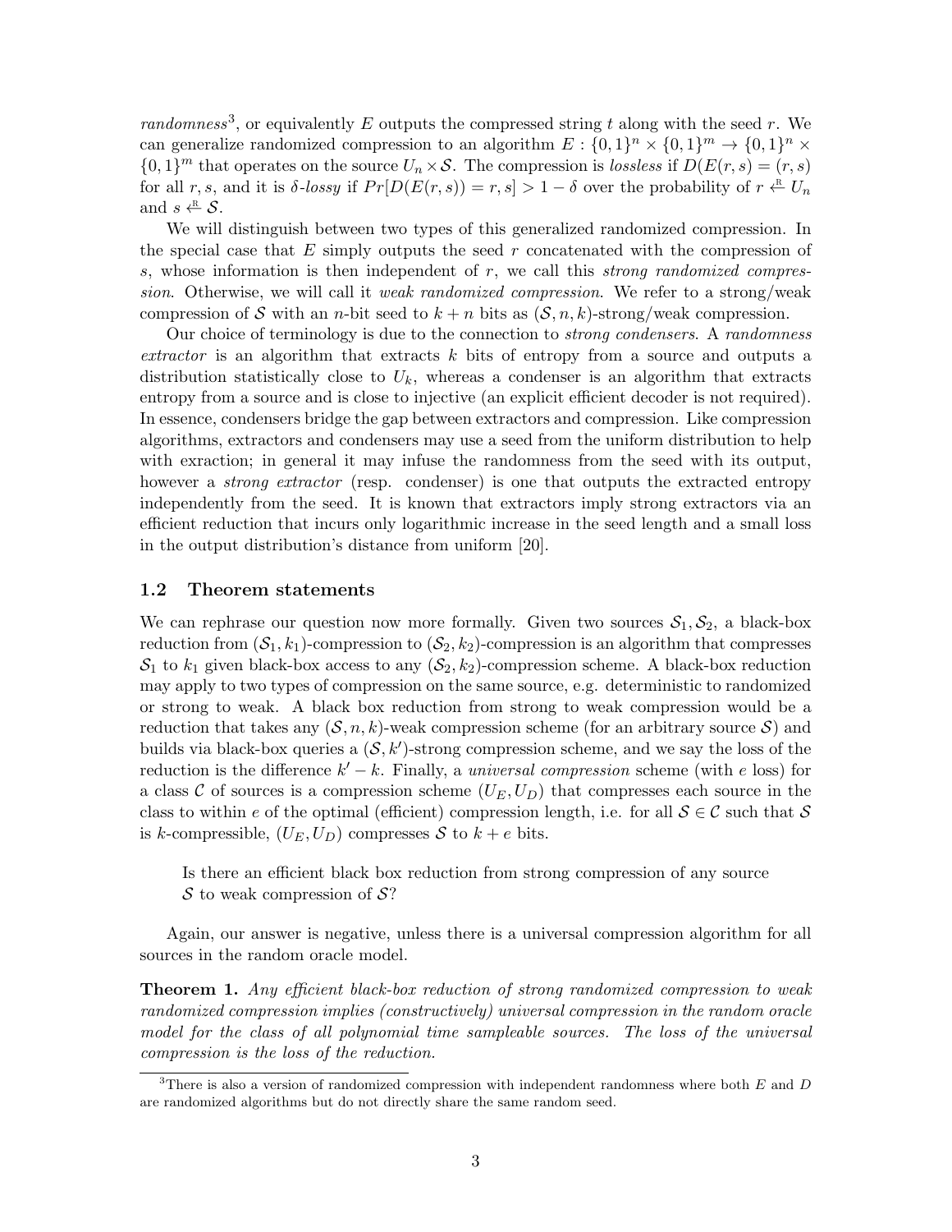*randomness*[3], or equivalently $E$ outputs the compressed string $t$ along with the seed $r$. We can generalize randomized compression to an algorithm $E : \{0,1\}^n \times \{0,1\}^m \to \{0,1\}^n \times \{0,1\}^m$ that operates on the source $U_n \times \mathcal{S}$. The compression is *lossless* if $D(E(r,s) = (r,s)$ for all $r, s$, and it is $\delta$-*lossy* if $Pr[D(E(r,s)) = r, s] > 1 - \delta$ over the probability of $r \xleftarrow{R} U_n$ and $s \xleftarrow{R} \mathcal{S}$.

We will distinguish between two types of this generalized randomized compression. In the special case that $E$ simply outputs the seed $r$ concatenated with the compression of $s$, whose information is then independent of $r$, we call this *strong randomized compression*. Otherwise, we will call it *weak randomized compression*. We refer to a strong/weak compression of $\mathcal{S}$ with an $n$-bit seed to $k + n$ bits as $(\mathcal{S}, n, k)$-strong/weak compression.

Our choice of terminology is due to the connection to *strong condensers*. A *randomness extractor* is an algorithm that extracts $k$ bits of entropy from a source and outputs a distribution statistically close to $U_k$, whereas a condenser is an algorithm that extracts entropy from a source and is close to injective (an explicit efficient decoder is not required). In essence, condensers bridge the gap between extractors and compression. Like compression algorithms, extractors and condensers may use a seed from the uniform distribution to help with exraction; in general it may infuse the randomness from the seed with its output, however a *strong extractor* (resp. condenser) is one that outputs the extracted entropy independently from the seed. It is known that extractors imply strong extractors via an efficient reduction that incurs only logarithmic increase in the seed length and a small loss in the output distribution's distance from uniform [20].

### 1.2 Theorem statements

We can rephrase our question now more formally. Given two sources $\mathcal{S}_1, \mathcal{S}_2$, a black-box reduction from $(\mathcal{S}_1, k_1)$-compression to $(\mathcal{S}_2, k_2)$-compression is an algorithm that compresses $\mathcal{S}_1$ to $k_1$ given black-box access to any $(\mathcal{S}_2, k_2)$-compression scheme. A black-box reduction may apply to two types of compression on the same source, e.g. deterministic to randomized or strong to weak. A black box reduction from strong to weak compression would be a reduction that takes any $(\mathcal{S}, n, k)$-weak compression scheme (for an arbitrary source $\mathcal{S}$) and builds via black-box queries a $(\mathcal{S}, k')$-strong compression scheme, and we say the loss of the reduction is the difference $k' - k$. Finally, a *universal compression* scheme (with $e$ loss) for a class $\mathcal{C}$ of sources is a compression scheme $(U_E, U_D)$ that compresses each source in the class to within $e$ of the optimal (efficient) compression length, i.e. for all $\mathcal{S} \in \mathcal{C}$ such that $\mathcal{S}$ is $k$-compressible, $(U_E, U_D)$ compresses $\mathcal{S}$ to $k + e$ bits.

> Is there an efficient black box reduction from strong compression of any source $\mathcal{S}$ to weak compression of $\mathcal{S}$?

Again, our answer is negative, unless there is a universal compression algorithm for all sources in the random oracle model.

**Theorem 1.** *Any efficient black-box reduction of strong randomized compression to weak randomized compression implies (constructively) universal compression in the random oracle model for the class of all polynomial time sampleable sources. The loss of the universal compression is the loss of the reduction.*

---

[3] There is also a version of randomized compression with independent randomness where both $E$ and $D$ are randomized algorithms but do not directly share the same random seed.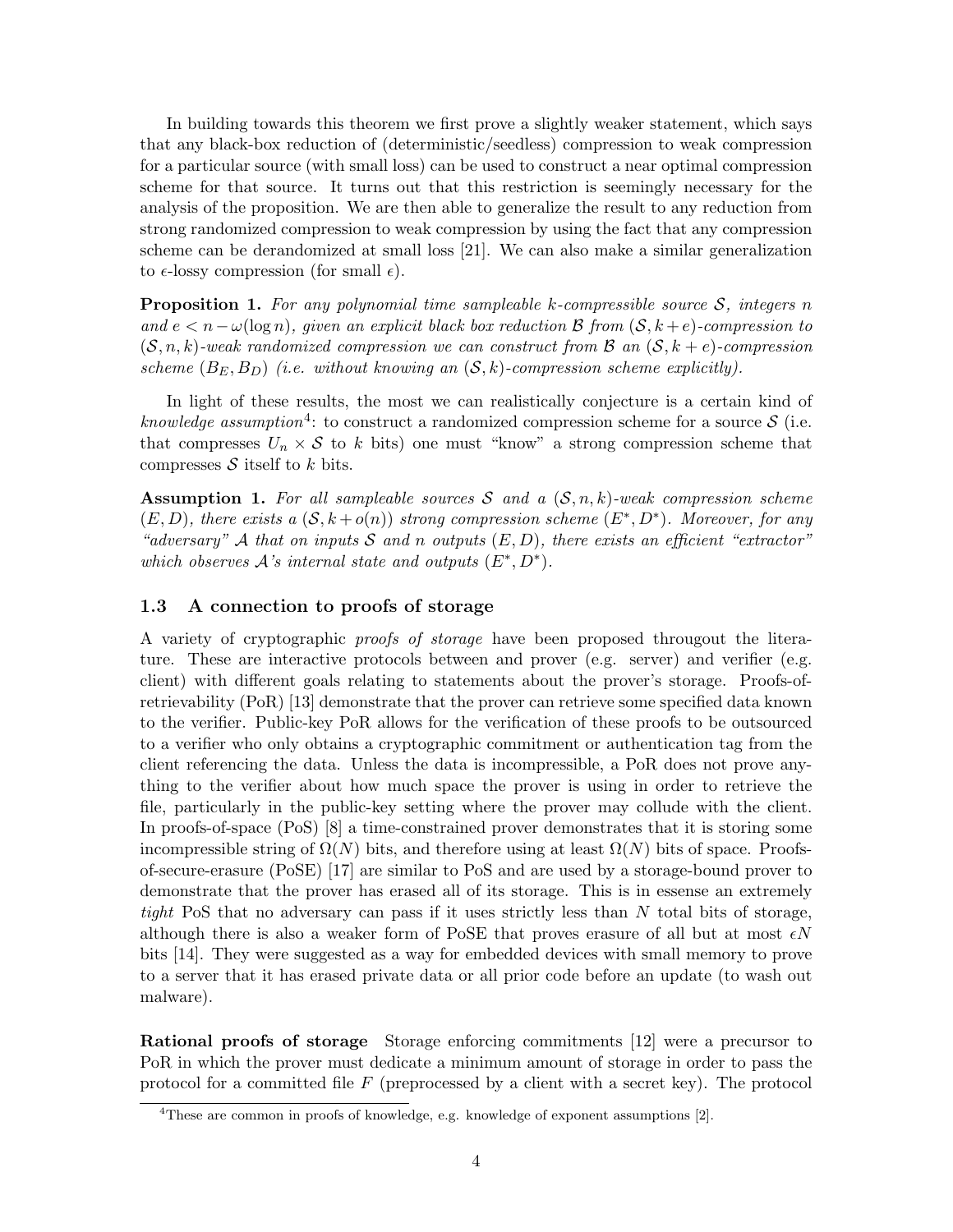In building towards this theorem we first prove a slightly weaker statement, which says that any black-box reduction of (deterministic/seedless) compression to weak compression for a particular source (with small loss) can be used to construct a near optimal compression scheme for that source. It turns out that this restriction is seemingly necessary for the analysis of the proposition. We are then able to generalize the result to any reduction from strong randomized compression to weak compression by using the fact that any compression scheme can be derandomized at small loss [21]. We can also make a similar generalization to $\epsilon$-lossy compression (for small $\epsilon$).

**Proposition 1.** *For any polynomial time sampleable $k$-compressible source $\mathcal{S}$, integers $n$ and $e < n - \omega(\log n)$, given an explicit black box reduction $\mathcal{B}$ from $(\mathcal{S}, k+e)$-compression to $(\mathcal{S}, n, k)$-weak randomized compression we can construct from $\mathcal{B}$ an $(\mathcal{S}, k+e)$-compression scheme $(B_E, B_D)$ (i.e. without knowing an $(\mathcal{S}, k)$-compression scheme explicitly).*

In light of these results, the most we can realistically conjecture is a certain kind of *knowledge assumption*[4]: to construct a randomized compression scheme for a source $\mathcal{S}$ (i.e. that compresses $U_n \times \mathcal{S}$ to $k$ bits) one must "know" a strong compression scheme that compresses $\mathcal{S}$ itself to $k$ bits.

**Assumption 1.** *For all sampleable sources $\mathcal{S}$ and a $(\mathcal{S}, n, k)$-weak compression scheme $(E, D)$, there exists a $(\mathcal{S}, k + o(n))$ strong compression scheme $(E^*, D^*)$. Moreover, for any "adversary" $\mathcal{A}$ that on inputs $\mathcal{S}$ and $n$ outputs $(E, D)$, there exists an efficient "extractor" which observes $\mathcal{A}$'s internal state and outputs $(E^*, D^*)$.*

### 1.3 A connection to proofs of storage

A variety of cryptographic *proofs of storage* have been proposed througout the literature. These are interactive protocols between and prover (e.g. server) and verifier (e.g. client) with different goals relating to statements about the prover's storage. Proofs-of-retrievability (PoR) [13] demonstrate that the prover can retrieve some specified data known to the verifier. Public-key PoR allows for the verification of these proofs to be outsourced to a verifier who only obtains a cryptographic commitment or authentication tag from the client referencing the data. Unless the data is incompressible, a PoR does not prove anything to the verifier about how much space the prover is using in order to retrieve the file, particularly in the public-key setting where the prover may collude with the client. In proofs-of-space (PoS) [8] a time-constrained prover demonstrates that it is storing some incompressible string of $\Omega(N)$ bits, and therefore using at least $\Omega(N)$ bits of space. Proofs-of-secure-erasure (PoSE) [17] are similar to PoS and are used by a storage-bound prover to demonstrate that the prover has erased all of its storage. This is in essense an extremely *tight* PoS that no adversary can pass if it uses strictly less than $N$ total bits of storage, although there is also a weaker form of PoSE that proves erasure of all but at most $\epsilon N$ bits [14]. They were suggested as a way for embedded devices with small memory to prove to a server that it has erased private data or all prior code before an update (to wash out malware).

**Rational proofs of storage** Storage enforcing commitments [12] were a precursor to PoR in which the prover must dedicate a minimum amount of storage in order to pass the protocol for a committed file $F$ (preprocessed by a client with a secret key). The protocol

[4] These are common in proofs of knowledge, e.g. knowledge of exponent assumptions [2].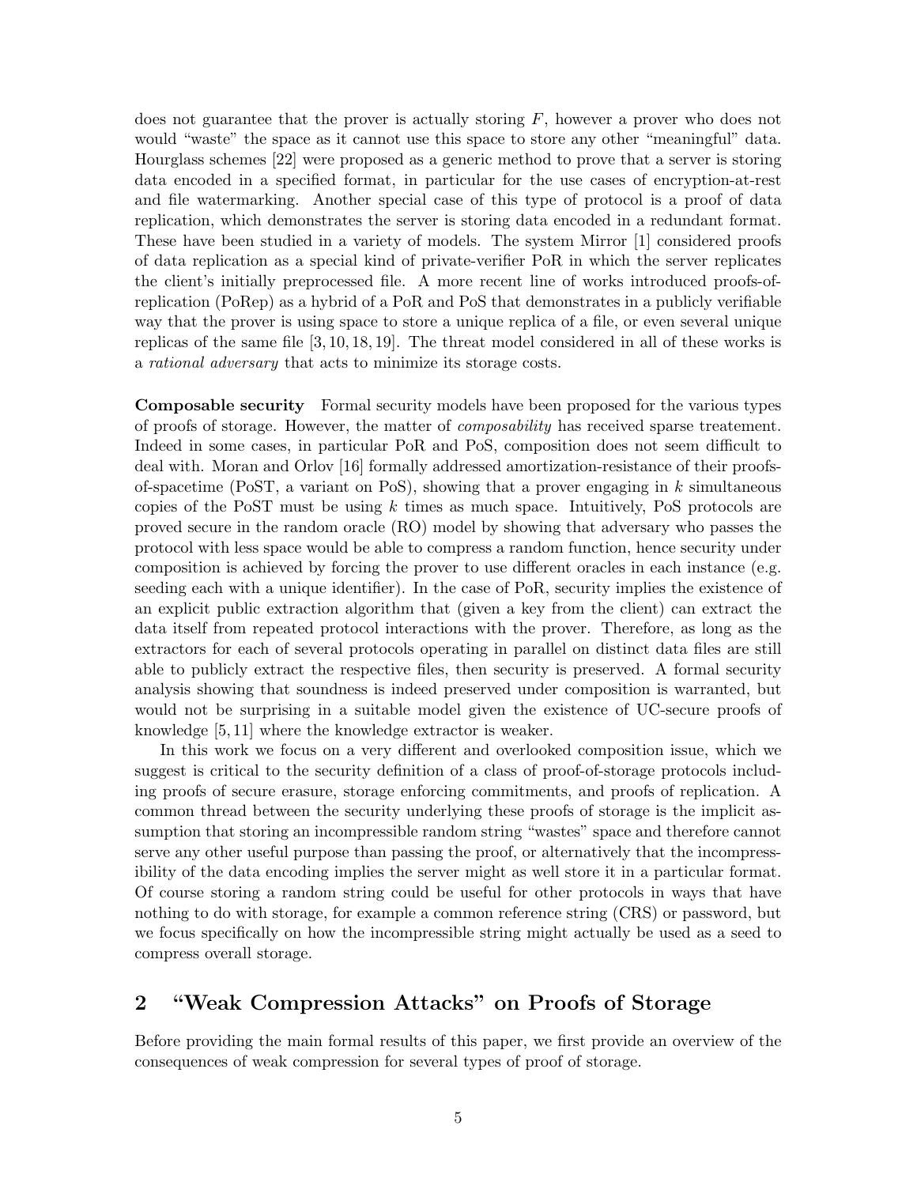does not guarantee that the prover is actually storing $F$, however a prover who does not would "waste" the space as it cannot use this space to store any other "meaningful" data. Hourglass schemes [22] were proposed as a generic method to prove that a server is storing data encoded in a specified format, in particular for the use cases of encryption-at-rest and file watermarking. Another special case of this type of protocol is a proof of data replication, which demonstrates the server is storing data encoded in a redundant format. These have been studied in a variety of models. The system Mirror [1] considered proofs of data replication as a special kind of private-verifier PoR in which the server replicates the client's initially preprocessed file. A more recent line of works introduced proofs-of-replication (PoRep) as a hybrid of a PoR and PoS that demonstrates in a publicly verifiable way that the prover is using space to store a unique replica of a file, or even several unique replicas of the same file [3, 10, 18, 19]. The threat model considered in all of these works is a *rational adversary* that acts to minimize its storage costs.

**Composable security** Formal security models have been proposed for the various types of proofs of storage. However, the matter of *composability* has received sparse treatement. Indeed in some cases, in particular PoR and PoS, composition does not seem difficult to deal with. Moran and Orlov [16] formally addressed amortization-resistance of their proofs-of-spacetime (PoST, a variant on PoS), showing that a prover engaging in $k$ simultaneous copies of the PoST must be using $k$ times as much space. Intuitively, PoS protocols are proved secure in the random oracle (RO) model by showing that adversary who passes the protocol with less space would be able to compress a random function, hence security under composition is achieved by forcing the prover to use different oracles in each instance (e.g. seeding each with a unique identifier). In the case of PoR, security implies the existence of an explicit public extraction algorithm that (given a key from the client) can extract the data itself from repeated protocol interactions with the prover. Therefore, as long as the extractors for each of several protocols operating in parallel on distinct data files are still able to publicly extract the respective files, then security is preserved. A formal security analysis showing that soundness is indeed preserved under composition is warranted, but would not be surprising in a suitable model given the existence of UC-secure proofs of knowledge [5, 11] where the knowledge extractor is weaker.

In this work we focus on a very different and overlooked composition issue, which we suggest is critical to the security definition of a class of proof-of-storage protocols including proofs of secure erasure, storage enforcing commitments, and proofs of replication. A common thread between the security underlying these proofs of storage is the implicit assumption that storing an incompressible random string "wastes" space and therefore cannot serve any other useful purpose than passing the proof, or alternatively that the incompressibility of the data encoding implies the server might as well store it in a particular format. Of course storing a random string could be useful for other protocols in ways that have nothing to do with storage, for example a common reference string (CRS) or password, but we focus specifically on how the incompressible string might actually be used as a seed to compress overall storage.

## 2 "Weak Compression Attacks" on Proofs of Storage

Before providing the main formal results of this paper, we first provide an overview of the consequences of weak compression for several types of proof of storage.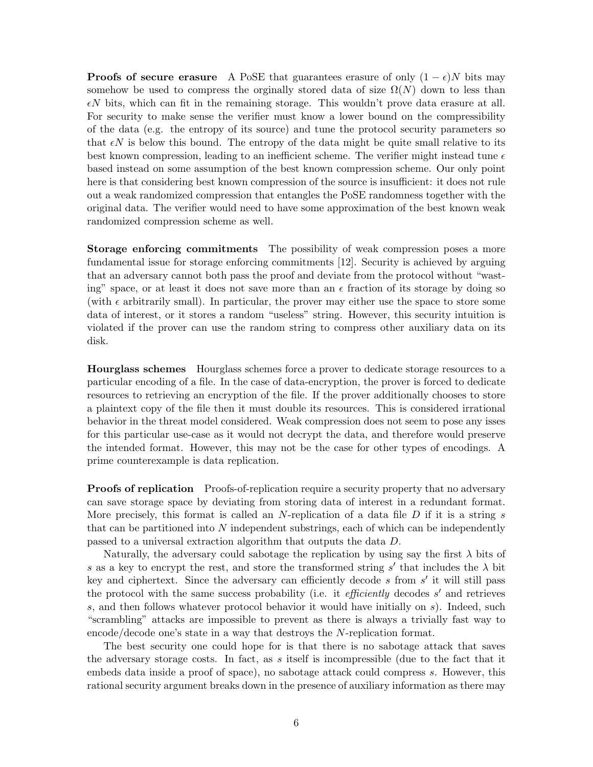**Proofs of secure erasure** A PoSE that guarantees erasure of only $(1-\epsilon)N$ bits may somehow be used to compress the orginally stored data of size $\Omega(N)$ down to less than $\epsilon N$ bits, which can fit in the remaining storage. This wouldn't prove data erasure at all. For security to make sense the verifier must know a lower bound on the compressibility of the data (e.g. the entropy of its source) and tune the protocol security parameters so that $\epsilon N$ is below this bound. The entropy of the data might be quite small relative to its best known compression, leading to an inefficient scheme. The verifier might instead tune $\epsilon$ based instead on some assumption of the best known compression scheme. Our only point here is that considering best known compression of the source is insufficient: it does not rule out a weak randomized compression that entangles the PoSE randomness together with the original data. The verifier would need to have some approximation of the best known weak randomized compression scheme as well.

**Storage enforcing commitments** The possibility of weak compression poses a more fundamental issue for storage enforcing commitments [12]. Security is achieved by arguing that an adversary cannot both pass the proof and deviate from the protocol without "wasting" space, or at least it does not save more than an $\epsilon$ fraction of its storage by doing so (with $\epsilon$ arbitrarily small). In particular, the prover may either use the space to store some data of interest, or it stores a random "useless" string. However, this security intuition is violated if the prover can use the random string to compress other auxiliary data on its disk.

**Hourglass schemes** Hourglass schemes force a prover to dedicate storage resources to a particular encoding of a file. In the case of data-encryption, the prover is forced to dedicate resources to retrieving an encryption of the file. If the prover additionally chooses to store a plaintext copy of the file then it must double its resources. This is considered irrational behavior in the threat model considered. Weak compression does not seem to pose any isses for this particular use-case as it would not decrypt the data, and therefore would preserve the intended format. However, this may not be the case for other types of encodings. A prime counterexample is data replication.

**Proofs of replication** Proofs-of-replication require a security property that no adversary can save storage space by deviating from storing data of interest in a redundant format. More precisely, this format is called an $N$-replication of a data file $D$ if it is a string $s$ that can be partitioned into $N$ independent substrings, each of which can be independently passed to a universal extraction algorithm that outputs the data $D$.

Naturally, the adversary could sabotage the replication by using say the first $\lambda$ bits of $s$ as a key to encrypt the rest, and store the transformed string $s'$ that includes the $\lambda$ bit key and ciphertext. Since the adversary can efficiently decode $s$ from $s'$ it will still pass the protocol with the same success probability (i.e. it *efficiently* decodes $s'$ and retrieves $s$, and then follows whatever protocol behavior it would have initially on $s$). Indeed, such "scrambling" attacks are impossible to prevent as there is always a trivially fast way to encode/decode one's state in a way that destroys the $N$-replication format.

The best security one could hope for is that there is no sabotage attack that saves the adversary storage costs. In fact, as $s$ itself is incompressible (due to the fact that it embeds data inside a proof of space), no sabotage attack could compress $s$. However, this rational security argument breaks down in the presence of auxiliary information as there may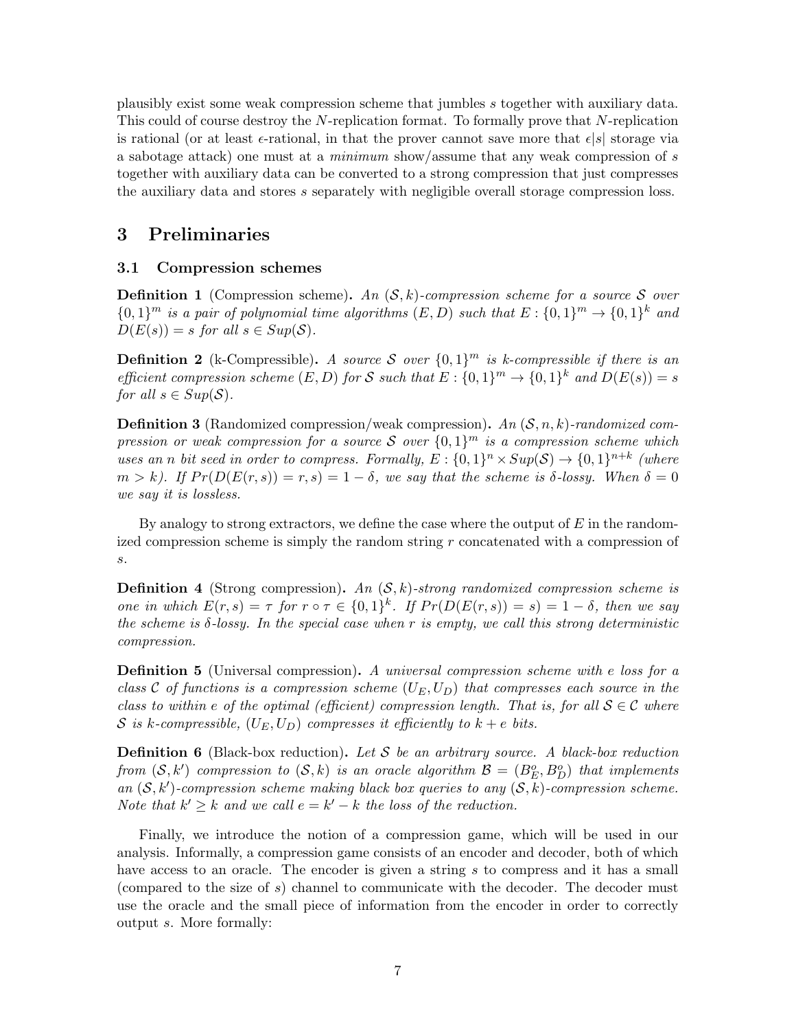plausibly exist some weak compression scheme that jumbles $s$ together with auxiliary data. This could of course destroy the $N$-replication format. To formally prove that $N$-replication is rational (or at least $\epsilon$-rational, in that the prover cannot save more that $\epsilon|s|$ storage via a sabotage attack) one must at a *minimum* show/assume that any weak compression of $s$ together with auxiliary data can be converted to a strong compression that just compresses the auxiliary data and stores $s$ separately with negligible overall storage compression loss.

# 3 Preliminaries

## 3.1 Compression schemes

**Definition 1** (Compression scheme)**.** *An $(\mathcal{S}, k)$-compression scheme for a source $\mathcal{S}$ over $\{0,1\}^m$ is a pair of polynomial time algorithms $(E, D)$ such that $E : \{0,1\}^m \to \{0,1\}^k$ and $D(E(s)) = s$ for all $s \in Sup(\mathcal{S})$.*

**Definition 2** (k-Compressible)**.** *A source $\mathcal{S}$ over $\{0,1\}^m$ is k-compressible if there is an efficient compression scheme $(E, D)$ for $\mathcal{S}$ such that $E : \{0,1\}^m \to \{0,1\}^k$ and $D(E(s)) = s$ for all $s \in Sup(\mathcal{S})$.*

**Definition 3** (Randomized compression/weak compression)**.** *An $(\mathcal{S}, n, k)$-randomized compression or weak compression for a source $\mathcal{S}$ over $\{0,1\}^m$ is a compression scheme which uses an $n$ bit seed in order to compress. Formally, $E : \{0,1\}^n \times Sup(\mathcal{S}) \to \{0,1\}^{n+k}$ (where $m > k$). If $Pr(D(E(r, s)) = r, s) = 1 - \delta$, we say that the scheme is $\delta$-lossy. When $\delta = 0$ we say it is lossless.*

By analogy to strong extractors, we define the case where the output of $E$ in the randomized compression scheme is simply the random string $r$ concatenated with a compression of $s$.

**Definition 4** (Strong compression)**.** *An $(\mathcal{S}, k)$-strong randomized compression scheme is one in which $E(r, s) = \tau$ for $r \circ \tau \in \{0,1\}^k$. If $Pr(D(E(r, s)) = s) = 1 - \delta$, then we say the scheme is $\delta$-lossy. In the special case when $r$ is empty, we call this strong deterministic compression.*

**Definition 5** (Universal compression)**.** *A universal compression scheme with $e$ loss for a class $\mathcal{C}$ of functions is a compression scheme $(U_E, U_D)$ that compresses each source in the class to within $e$ of the optimal (efficient) compression length. That is, for all $\mathcal{S} \in \mathcal{C}$ where $\mathcal{S}$ is k-compressible, $(U_E, U_D)$ compresses it efficiently to $k + e$ bits.*

**Definition 6** (Black-box reduction)**.** *Let $\mathcal{S}$ be an arbitrary source. A black-box reduction from $(\mathcal{S}, k')$ compression to $(\mathcal{S}, k)$ is an oracle algorithm $\mathcal{B} = (B_E^o, B_D^o)$ that implements an $(\mathcal{S}, k')$-compression scheme making black box queries to any $(\mathcal{S}, k)$-compression scheme. Note that $k' \geq k$ and we call $e = k' - k$ the loss of the reduction.*

Finally, we introduce the notion of a compression game, which will be used in our analysis. Informally, a compression game consists of an encoder and decoder, both of which have access to an oracle. The encoder is given a string $s$ to compress and it has a small (compared to the size of $s$) channel to communicate with the decoder. The decoder must use the oracle and the small piece of information from the encoder in order to correctly output $s$. More formally: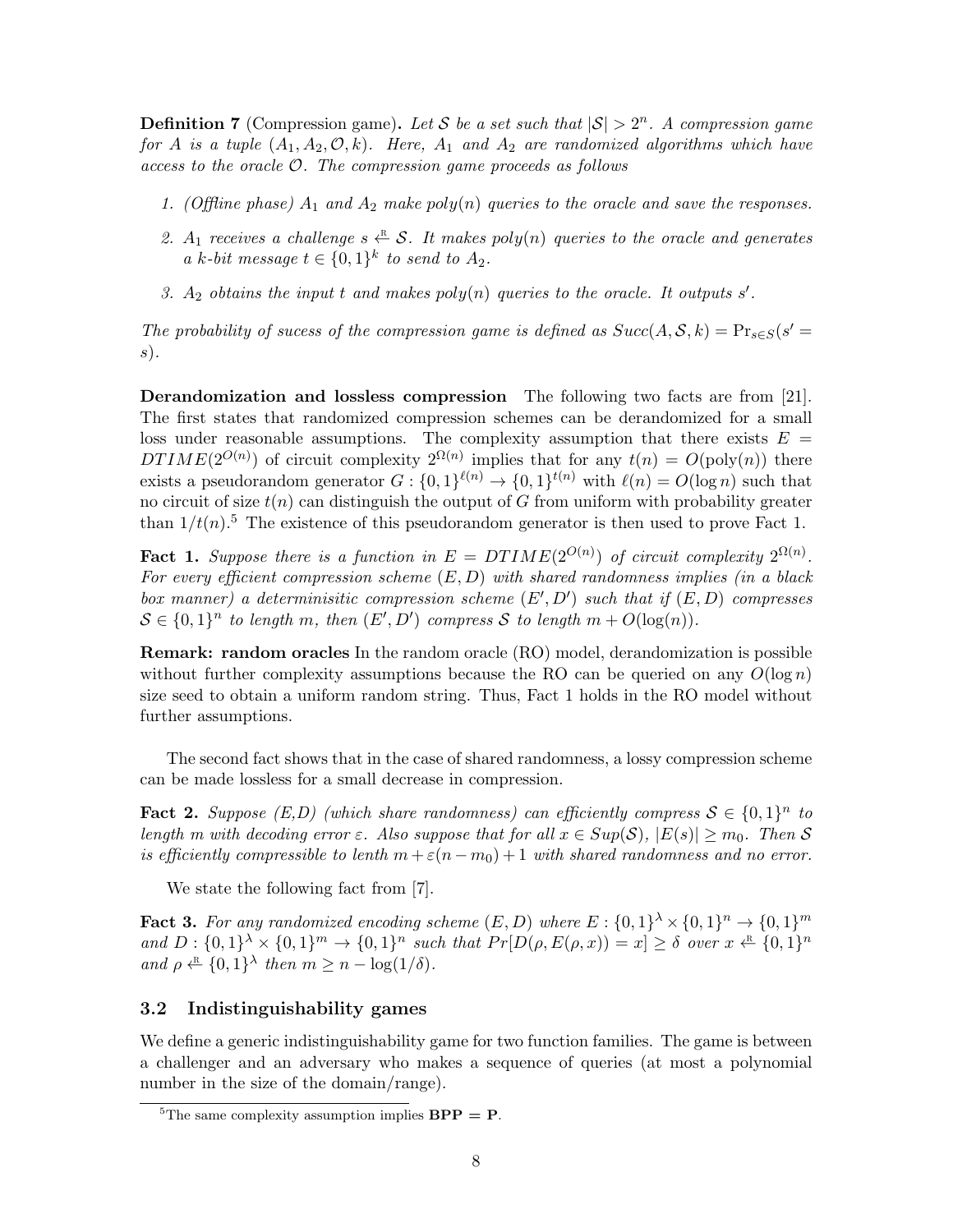**Definition 7** (Compression game)**.** *Let $\mathcal{S}$ be a set such that $|\mathcal{S}| > 2^n$. A compression game for $A$ is a tuple $(A_1, A_2, \mathcal{O}, k)$. Here, $A_1$ and $A_2$ are randomized algorithms which have access to the oracle $\mathcal{O}$. The compression game proceeds as follows*

1. *(Offline phase) $A_1$ and $A_2$ make poly$(n)$ queries to the oracle and save the responses.*
2. *$A_1$ receives a challenge $s \xleftarrow{\text{R}} \mathcal{S}$. It makes poly$(n)$ queries to the oracle and generates a $k$-bit message $t \in \{0,1\}^k$ to send to $A_2$.*
3. *$A_2$ obtains the input $t$ and makes poly$(n)$ queries to the oracle. It outputs $s'$.*

*The probability of sucess of the compression game is defined as $Succ(A, \mathcal{S}, k) = \Pr_{s \in S}(s' = s)$.*

**Derandomization and lossless compression** The following two facts are from [21]. The first states that randomized compression schemes can be derandomized for a small loss under reasonable assumptions. The complexity assumption that there exists $E = DTIME(2^{O(n)})$ of circuit complexity $2^{\Omega(n)}$ implies that for any $t(n) = O(\text{poly}(n))$ there exists a pseudorandom generator $G : \{0,1\}^{\ell(n)} \to \{0,1\}^{t(n)}$ with $\ell(n) = O(\log n)$ such that no circuit of size $t(n)$ can distinguish the output of $G$ from uniform with probability greater than $1/t(n)$.[5] The existence of this pseudorandom generator is then used to prove Fact 1.

**Fact 1.** *Suppose there is a function in $E = DTIME(2^{O(n)})$ of circuit complexity $2^{\Omega(n)}$. For every efficient compression scheme $(E, D)$ with shared randomness implies (in a black box manner) a determinisitic compression scheme $(E', D')$ such that if $(E, D)$ compresses $\mathcal{S} \in \{0,1\}^n$ to length $m$, then $(E', D')$ compress $\mathcal{S}$ to length $m + O(\log(n))$.*

**Remark: random oracles** In the random oracle (RO) model, derandomization is possible without further complexity assumptions because the RO can be queried on any $O(\log n)$ size seed to obtain a uniform random string. Thus, Fact 1 holds in the RO model without further assumptions.

The second fact shows that in the case of shared randomness, a lossy compression scheme can be made lossless for a small decrease in compression.

**Fact 2.** *Suppose (E,D) (which share randomness) can efficiently compress $\mathcal{S} \in \{0,1\}^n$ to length $m$ with decoding error $\varepsilon$. Also suppose that for all $x \in Sup(\mathcal{S})$, $|E(s)| \geq m_0$. Then $\mathcal{S}$ is efficiently compressible to lenth $m + \varepsilon(n - m_0) + 1$ with shared randomness and no error.*

We state the following fact from [7].

**Fact 3.** *For any randomized encoding scheme $(E, D)$ where $E : \{0,1\}^\lambda \times \{0,1\}^n \to \{0,1\}^m$ and $D : \{0,1\}^\lambda \times \{0,1\}^m \to \{0,1\}^n$ such that $Pr[D(\rho, E(\rho, x)) = x] \geq \delta$ over $x \xleftarrow{\text{R}} \{0,1\}^n$ and $\rho \xleftarrow{\text{R}} \{0,1\}^\lambda$ then $m \geq n - \log(1/\delta)$.*

### 3.2 Indistinguishability games

We define a generic indistinguishability game for two function families. The game is between a challenger and an adversary who makes a sequence of queries (at most a polynomial number in the size of the domain/range).

[5] The same complexity assumption implies **BPP = P**.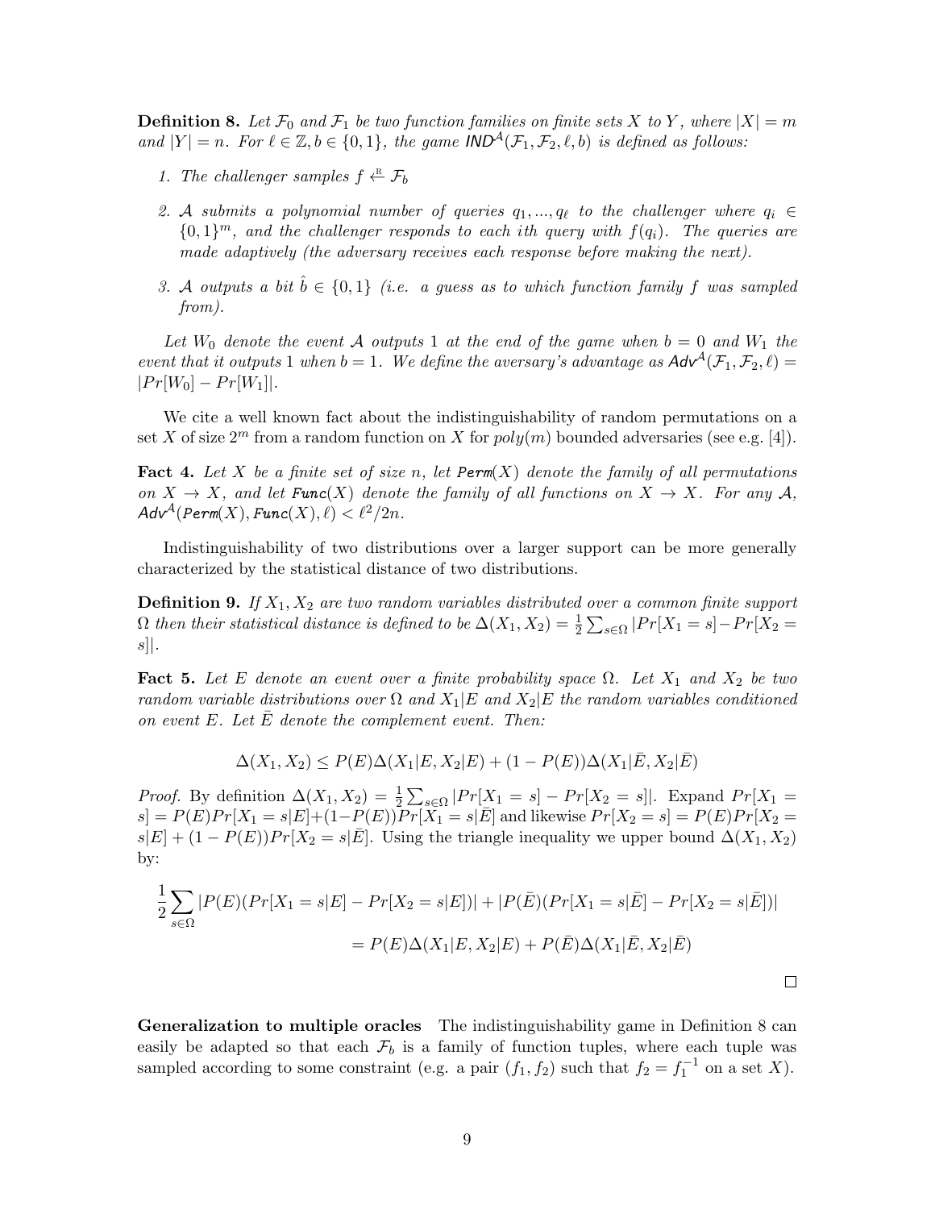**Definition 8.** *Let $\mathcal{F}_0$ and $\mathcal{F}_1$ be two function families on finite sets $X$ to $Y$, where $|X| = m$ and $|Y| = n$. For $\ell \in \mathbb{Z}, b \in \{0,1\}$, the game $\textsf{IND}^{\mathcal{A}}(\mathcal{F}_1, \mathcal{F}_2, \ell, b)$ is defined as follows:*

1. *The challenger samples $f \xleftarrow{\text{R}} \mathcal{F}_b$*
2. *$\mathcal{A}$ submits a polynomial number of queries $q_1, ..., q_\ell$ to the challenger where $q_i \in \{0,1\}^m$, and the challenger responds to each ith query with $f(q_i)$. The queries are made adaptively (the adversary receives each response before making the next).*
3. *$\mathcal{A}$ outputs a bit $\hat{b} \in \{0,1\}$ (i.e. a guess as to which function family $f$ was sampled from).*

*Let $W_0$ denote the event $\mathcal{A}$ outputs 1 at the end of the game when $b = 0$ and $W_1$ the event that it outputs 1 when $b = 1$. We define the aversary's advantage as $\textsf{Adv}^{\mathcal{A}}(\mathcal{F}_1, \mathcal{F}_2, \ell) = |Pr[W_0] - Pr[W_1]|$.*

We cite a well known fact about the indistinguishability of random permutations on a set $X$ of size $2^m$ from a random function on $X$ for $poly(m)$ bounded adversaries (see e.g. [4]).

**Fact 4.** *Let $X$ be a finite set of size $n$, let $\texttt{Perm}(X)$ denote the family of all permutations on $X \to X$, and let $\texttt{Func}(X)$ denote the family of all functions on $X \to X$. For any $\mathcal{A}$, $\textsf{Adv}^{\mathcal{A}}(\texttt{Perm}(X), \texttt{Func}(X), \ell) < \ell^2/2n$.*

Indistinguishability of two distributions over a larger support can be more generally characterized by the statistical distance of two distributions.

**Definition 9.** *If $X_1, X_2$ are two random variables distributed over a common finite support $\Omega$ then their statistical distance is defined to be $\Delta(X_1, X_2) = \frac{1}{2}\sum_{s\in\Omega} |Pr[X_1 = s] - Pr[X_2 = s]|$.*

**Fact 5.** *Let $E$ denote an event over a finite probability space $\Omega$. Let $X_1$ and $X_2$ be two random variable distributions over $\Omega$ and $X_1|E$ and $X_2|E$ the random variables conditioned on event $E$. Let $\bar{E}$ denote the complement event. Then:*

$$\Delta(X_1, X_2) \leq P(E)\Delta(X_1|E, X_2|E) + (1 - P(E))\Delta(X_1|\bar{E}, X_2|\bar{E})$$

*Proof.* By definition $\Delta(X_1, X_2) = \frac{1}{2}\sum_{s\in\Omega} |Pr[X_1 = s] - Pr[X_2 = s]|$. Expand $Pr[X_1 = s] = P(E)Pr[X_1 = s|E] + (1-P(E))Pr[X_1 = s|\bar{E}]$ and likewise $Pr[X_2 = s] = P(E)Pr[X_2 = s|E] + (1 - P(E))Pr[X_2 = s|\bar{E}]$. Using the triangle inequality we upper bound $\Delta(X_1, X_2)$ by:

$$\frac{1}{2}\sum_{s\in\Omega} |P(E)(Pr[X_1 = s|E] - Pr[X_2 = s|E])| + |P(\bar{E})(Pr[X_1 = s|\bar{E}] - Pr[X_2 = s|\bar{E}])|$$

$$= P(E)\Delta(X_1|E, X_2|E) + P(\bar{E})\Delta(X_1|\bar{E}, X_2|\bar{E})$$

□

**Generalization to multiple oracles** The indistinguishability game in Definition 8 can easily be adapted so that each $\mathcal{F}_b$ is a family of function tuples, where each tuple was sampled according to some constraint (e.g. a pair $(f_1, f_2)$ such that $f_2 = f_1^{-1}$ on a set $X$).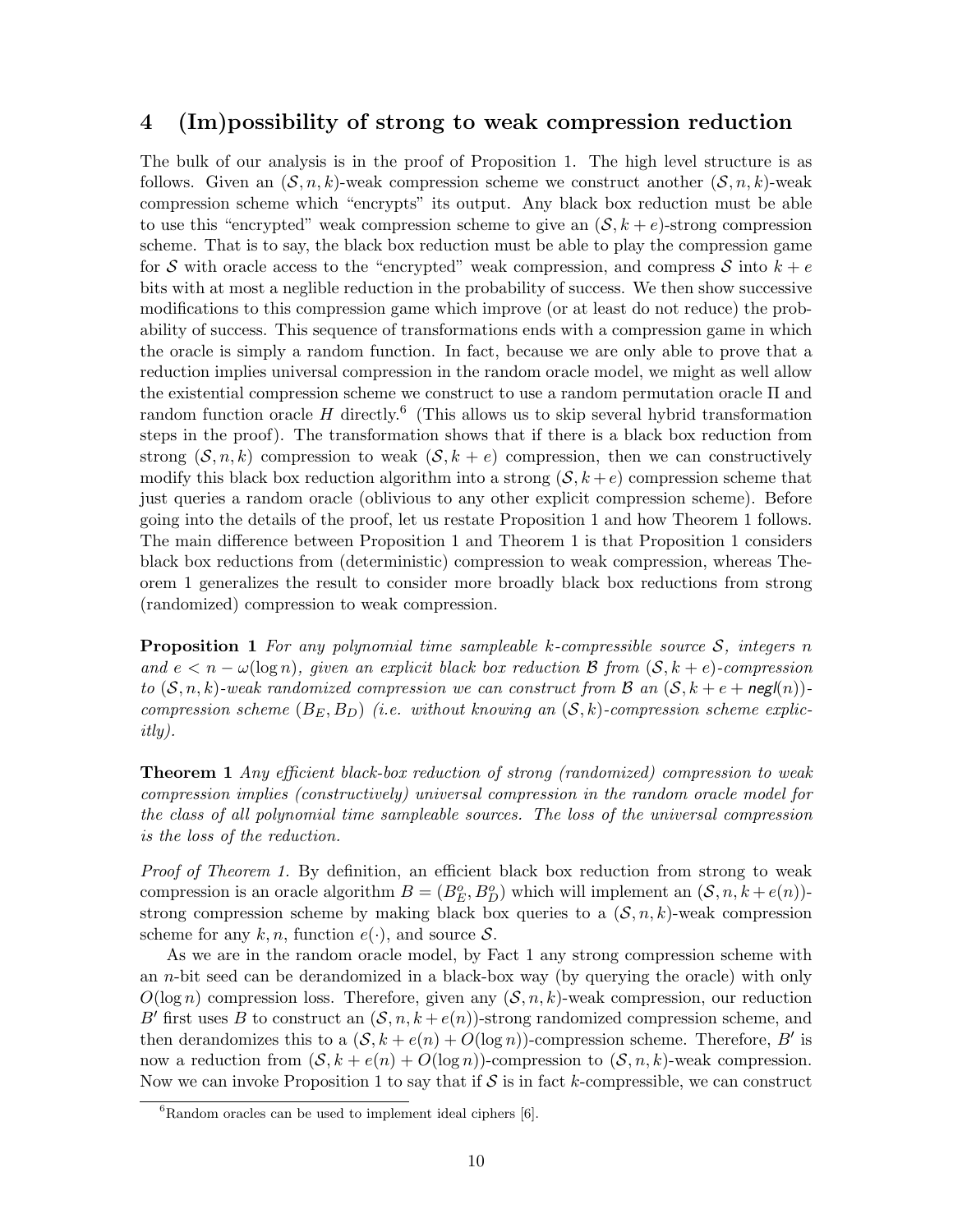# 4 (Im)possibility of strong to weak compression reduction

The bulk of our analysis is in the proof of Proposition 1. The high level structure is as follows. Given an $(\mathcal{S}, n, k)$-weak compression scheme we construct another $(\mathcal{S}, n, k)$-weak compression scheme which "encrypts" its output. Any black box reduction must be able to use this "encrypted" weak compression scheme to give an $(\mathcal{S}, k + e)$-strong compression scheme. That is to say, the black box reduction must be able to play the compression game for $\mathcal{S}$ with oracle access to the "encrypted" weak compression, and compress $\mathcal{S}$ into $k + e$ bits with at most a neglible reduction in the probability of success. We then show successive modifications to this compression game which improve (or at least do not reduce) the probability of success. This sequence of transformations ends with a compression game in which the oracle is simply a random function. In fact, because we are only able to prove that a reduction implies universal compression in the random oracle model, we might as well allow the existential compression scheme we construct to use a random permutation oracle $\Pi$ and random function oracle $H$ directly.[6] (This allows us to skip several hybrid transformation steps in the proof). The transformation shows that if there is a black box reduction from strong $(\mathcal{S}, n, k)$ compression to weak $(\mathcal{S}, k + e)$ compression, then we can constructively modify this black box reduction algorithm into a strong $(\mathcal{S}, k + e)$ compression scheme that just queries a random oracle (oblivious to any other explicit compression scheme). Before going into the details of the proof, let us restate Proposition 1 and how Theorem 1 follows. The main difference between Proposition 1 and Theorem 1 is that Proposition 1 considers black box reductions from (deterministic) compression to weak compression, whereas Theorem 1 generalizes the result to consider more broadly black box reductions from strong (randomized) compression to weak compression.

**Proposition 1** *For any polynomial time sampleable $k$-compressible source $\mathcal{S}$, integers $n$ and $e < n - \omega(\log n)$, given an explicit black box reduction $\mathcal{B}$ from $(\mathcal{S}, k + e)$-compression to $(\mathcal{S}, n, k)$-weak randomized compression we can construct from $\mathcal{B}$ an $(\mathcal{S}, k + e + \mathsf{negl}(n))$-compression scheme $(B_E, B_D)$ (i.e. without knowing an $(\mathcal{S}, k)$-compression scheme explicitly).*

**Theorem 1** *Any efficient black-box reduction of strong (randomized) compression to weak compression implies (constructively) universal compression in the random oracle model for the class of all polynomial time sampleable sources. The loss of the universal compression is the loss of the reduction.*

*Proof of Theorem 1.* By definition, an efficient black box reduction from strong to weak compression is an oracle algorithm $B = (B_E^o, B_D^o)$ which will implement an $(\mathcal{S}, n, k + e(n))$-strong compression scheme by making black box queries to a $(\mathcal{S}, n, k)$-weak compression scheme for any $k, n$, function $e(\cdot)$, and source $\mathcal{S}$.

As we are in the random oracle model, by Fact 1 any strong compression scheme with an $n$-bit seed can be derandomized in a black-box way (by querying the oracle) with only $O(\log n)$ compression loss. Therefore, given any $(\mathcal{S}, n, k)$-weak compression, our reduction $B'$ first uses $B$ to construct an $(\mathcal{S}, n, k + e(n))$-strong randomized compression scheme, and then derandomizes this to a $(\mathcal{S}, k + e(n) + O(\log n))$-compression scheme. Therefore, $B'$ is now a reduction from $(\mathcal{S}, k + e(n) + O(\log n))$-compression to $(\mathcal{S}, n, k)$-weak compression. Now we can invoke Proposition 1 to say that if $\mathcal{S}$ is in fact $k$-compressible, we can construct

[6] Random oracles can be used to implement ideal ciphers [6].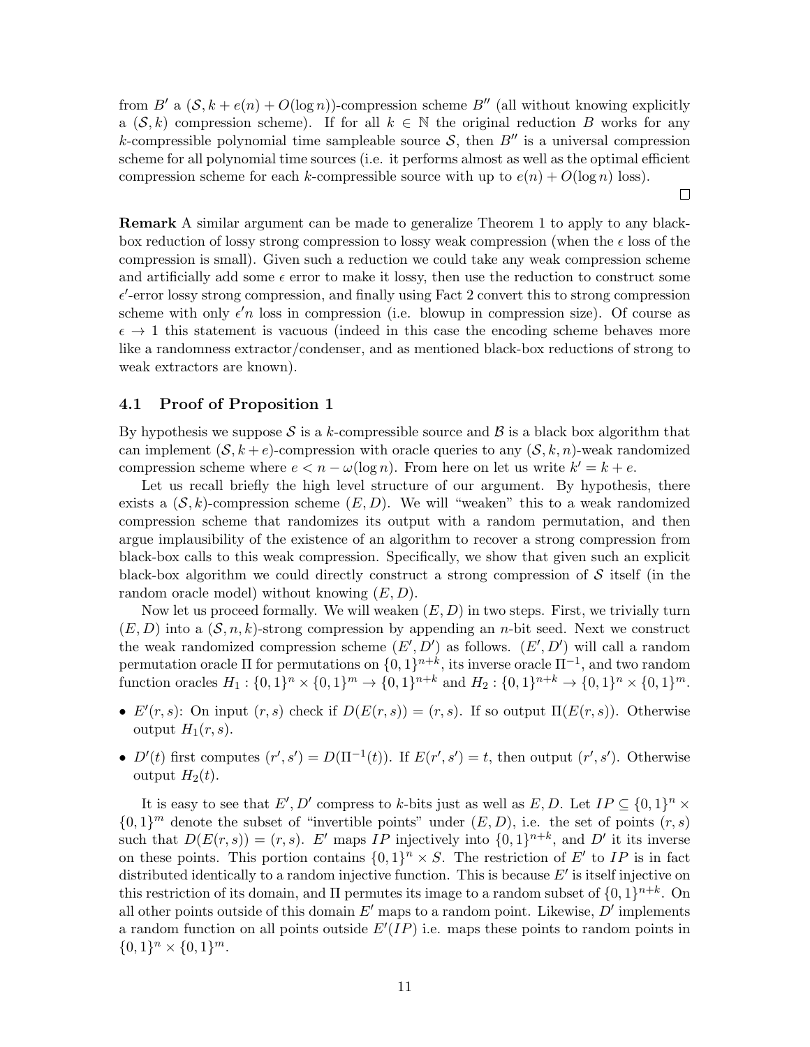from $B'$ a $(\mathcal{S}, k + e(n) + O(\log n))$-compression scheme $B''$ (all without knowing explicitly a $(\mathcal{S}, k)$ compression scheme). If for all $k \in \mathbb{N}$ the original reduction $B$ works for any $k$-compressible polynomial time sampleable source $\mathcal{S}$, then $B''$ is a universal compression scheme for all polynomial time sources (i.e. it performs almost as well as the optimal efficient compression scheme for each $k$-compressible source with up to $e(n) + O(\log n)$ loss).

□

**Remark** A similar argument can be made to generalize Theorem 1 to apply to any black-box reduction of lossy strong compression to lossy weak compression (when the $\epsilon$ loss of the compression is small). Given such a reduction we could take any weak compression scheme and artificially add some $\epsilon$ error to make it lossy, then use the reduction to construct some $\epsilon'$-error lossy strong compression, and finally using Fact 2 convert this to strong compression scheme with only $\epsilon' n$ loss in compression (i.e. blowup in compression size). Of course as $\epsilon \to 1$ this statement is vacuous (indeed in this case the encoding scheme behaves more like a randomness extractor/condenser, and as mentioned black-box reductions of strong to weak extractors are known).

### 4.1 Proof of Proposition 1

By hypothesis we suppose $\mathcal{S}$ is a $k$-compressible source and $\mathcal{B}$ is a black box algorithm that can implement $(\mathcal{S}, k+e)$-compression with oracle queries to any $(\mathcal{S}, k, n)$-weak randomized compression scheme where $e < n - \omega(\log n)$. From here on let us write $k' = k + e$.

Let us recall briefly the high level structure of our argument. By hypothesis, there exists a $(\mathcal{S}, k)$-compression scheme $(E, D)$. We will "weaken" this to a weak randomized compression scheme that randomizes its output with a random permutation, and then argue implausibility of the existence of an algorithm to recover a strong compression from black-box calls to this weak compression. Specifically, we show that given such an explicit black-box algorithm we could directly construct a strong compression of $\mathcal{S}$ itself (in the random oracle model) without knowing $(E, D)$.

Now let us proceed formally. We will weaken $(E, D)$ in two steps. First, we trivially turn $(E, D)$ into a $(\mathcal{S}, n, k)$-strong compression by appending an $n$-bit seed. Next we construct the weak randomized compression scheme $(E', D')$ as follows. $(E', D')$ will call a random permutation oracle $\Pi$ for permutations on $\{0,1\}^{n+k}$, its inverse oracle $\Pi^{-1}$, and two random function oracles $H_1 : \{0,1\}^n \times \{0,1\}^m \to \{0,1\}^{n+k}$ and $H_2 : \{0,1\}^{n+k} \to \{0,1\}^n \times \{0,1\}^m$.

- $E'(r, s)$: On input $(r, s)$ check if $D(E(r, s)) = (r, s)$. If so output $\Pi(E(r, s))$. Otherwise output $H_1(r, s)$.
- $D'(t)$ first computes $(r', s') = D(\Pi^{-1}(t))$. If $E(r', s') = t$, then output $(r', s')$. Otherwise output $H_2(t)$.

It is easy to see that $E', D'$ compress to $k$-bits just as well as $E, D$. Let $IP \subseteq \{0,1\}^n \times \{0,1\}^m$ denote the subset of "invertible points" under $(E, D)$, i.e. the set of points $(r, s)$ such that $D(E(r, s)) = (r, s)$. $E'$ maps $IP$ injectively into $\{0,1\}^{n+k}$, and $D'$ it its inverse on these points. This portion contains $\{0,1\}^n \times S$. The restriction of $E'$ to $IP$ is in fact distributed identically to a random injective function. This is because $E'$ is itself injective on this restriction of its domain, and $\Pi$ permutes its image to a random subset of $\{0,1\}^{n+k}$. On all other points outside of this domain $E'$ maps to a random point. Likewise, $D'$ implements a random function on all points outside $E'(IP)$ i.e. maps these points to random points in $\{0,1\}^n \times \{0,1\}^m$.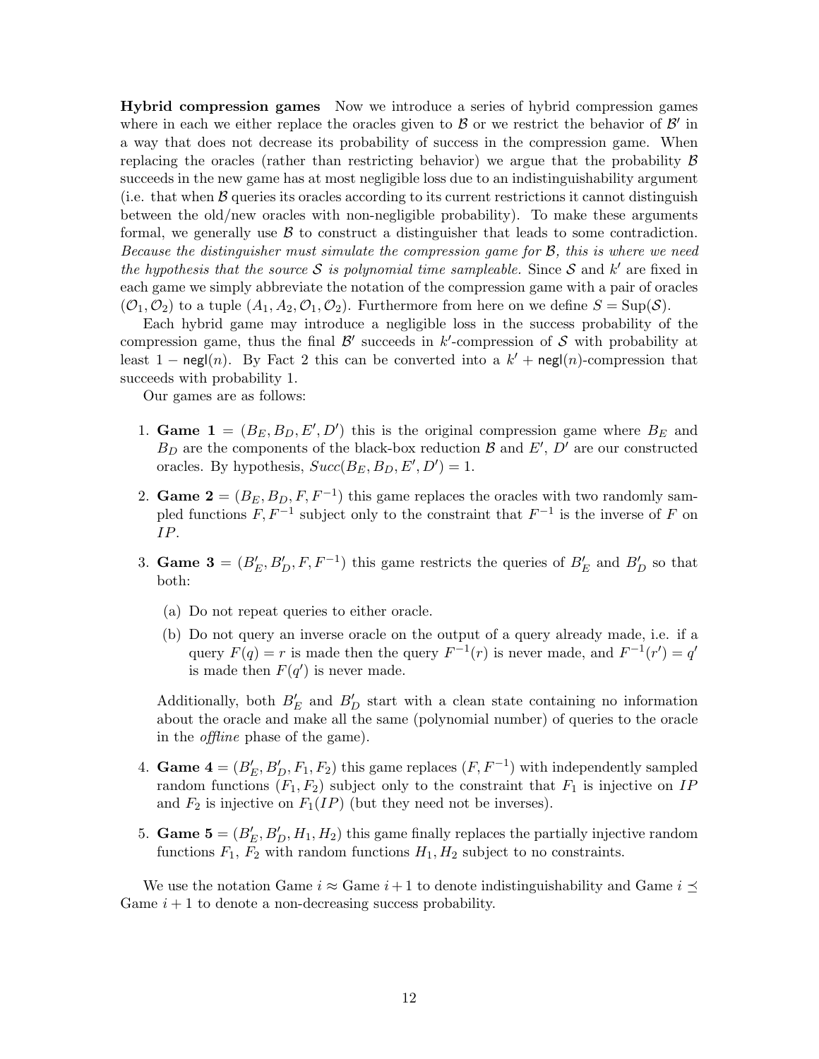**Hybrid compression games** Now we introduce a series of hybrid compression games where in each we either replace the oracles given to $\mathcal{B}$ or we restrict the behavior of $\mathcal{B}'$ in a way that does not decrease its probability of success in the compression game. When replacing the oracles (rather than restricting behavior) we argue that the probability $\mathcal{B}$ succeeds in the new game has at most negligible loss due to an indistinguishability argument (i.e. that when $\mathcal{B}$ queries its oracles according to its current restrictions it cannot distinguish between the old/new oracles with non-negligible probability). To make these arguments formal, we generally use $\mathcal{B}$ to construct a distinguisher that leads to some contradiction. *Because the distinguisher must simulate the compression game for $\mathcal{B}$, this is where we need the hypothesis that the source $\mathcal{S}$ is polynomial time sampleable.* Since $\mathcal{S}$ and $k'$ are fixed in each game we simply abbreviate the notation of the compression game with a pair of oracles $(\mathcal{O}_1, \mathcal{O}_2)$ to a tuple $(A_1, A_2, \mathcal{O}_1, \mathcal{O}_2)$. Furthermore from here on we define $S = \text{Sup}(\mathcal{S})$.

Each hybrid game may introduce a negligible loss in the success probability of the compression game, thus the final $\mathcal{B}'$ succeeds in $k'$-compression of $\mathcal{S}$ with probability at least $1 - \mathsf{negl}(n)$. By Fact 2 this can be converted into a $k' + \mathsf{negl}(n)$-compression that succeeds with probability 1.

Our games are as follows:

1. **Game 1** $= (B_E, B_D, E', D')$ this is the original compression game where $B_E$ and $B_D$ are the components of the black-box reduction $\mathcal{B}$ and $E'$, $D'$ are our constructed oracles. By hypothesis, $Succ(B_E, B_D, E', D') = 1$.

2. **Game 2** $= (B_E, B_D, F, F^{-1})$ this game replaces the oracles with two randomly sampled functions $F, F^{-1}$ subject only to the constraint that $F^{-1}$ is the inverse of $F$ on $IP$.

3. **Game 3** $= (B'_E, B'_D, F, F^{-1})$ this game restricts the queries of $B'_E$ and $B'_D$ so that both:

   (a) Do not repeat queries to either oracle.

   (b) Do not query an inverse oracle on the output of a query already made, i.e. if a query $F(q) = r$ is made then the query $F^{-1}(r)$ is never made, and $F^{-1}(r') = q'$ is made then $F(q')$ is never made.

   Additionally, both $B'_E$ and $B'_D$ start with a clean state containing no information about the oracle and make all the same (polynomial number) of queries to the oracle in the *offline* phase of the game).

4. **Game 4** $= (B'_E, B'_D, F_1, F_2)$ this game replaces $(F, F^{-1})$ with independently sampled random functions $(F_1, F_2)$ subject only to the constraint that $F_1$ is injective on $IP$ and $F_2$ is injective on $F_1(IP)$ (but they need not be inverses).

5. **Game 5** $= (B'_E, B'_D, H_1, H_2)$ this game finally replaces the partially injective random functions $F_1$, $F_2$ with random functions $H_1, H_2$ subject to no constraints.

We use the notation Game $i \approx$ Game $i+1$ to denote indistinguishability and Game $i \preceq$ Game $i+1$ to denote a non-decreasing success probability.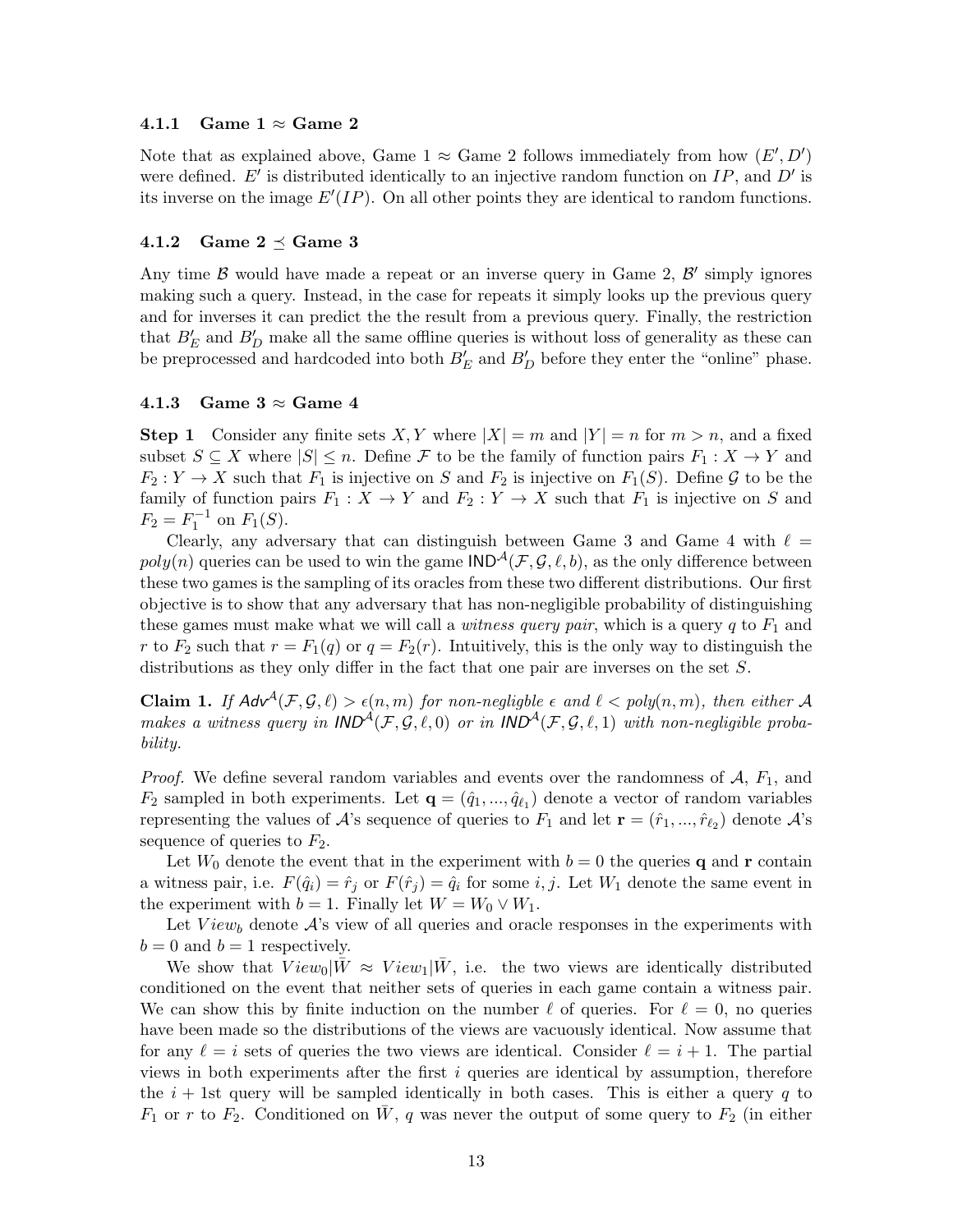#### 4.1.1 Game 1 $\approx$ Game 2

Note that as explained above, Game 1 $\approx$ Game 2 follows immediately from how $(E', D')$ were defined. $E'$ is distributed identically to an injective random function on $IP$, and $D'$ is its inverse on the image $E'(IP)$. On all other points they are identical to random functions.

#### 4.1.2 Game 2 $\preceq$ Game 3

Any time $\mathcal{B}$ would have made a repeat or an inverse query in Game 2, $\mathcal{B}'$ simply ignores making such a query. Instead, in the case for repeats it simply looks up the previous query and for inverses it can predict the the result from a previous query. Finally, the restriction that $B'_E$ and $B'_D$ make all the same offline queries is without loss of generality as these can be preprocessed and hardcoded into both $B'_E$ and $B'_D$ before they enter the "online" phase.

#### 4.1.3 Game 3 $\approx$ Game 4

**Step 1** Consider any finite sets $X, Y$ where $|X| = m$ and $|Y| = n$ for $m > n$, and a fixed subset $S \subseteq X$ where $|S| \leq n$. Define $\mathcal{F}$ to be the family of function pairs $F_1 : X \to Y$ and $F_2 : Y \to X$ such that $F_1$ is injective on $S$ and $F_2$ is injective on $F_1(S)$. Define $\mathcal{G}$ to be the family of function pairs $F_1 : X \to Y$ and $F_2 : Y \to X$ such that $F_1$ is injective on $S$ and $F_2 = F_1^{-1}$ on $F_1(S)$.

Clearly, any adversary that can distinguish between Game 3 and Game 4 with $\ell = poly(n)$ queries can be used to win the game $\mathsf{IND}^{\mathcal{A}}(\mathcal{F}, \mathcal{G}, \ell, b)$, as the only difference between these two games is the sampling of its oracles from these two different distributions. Our first objective is to show that any adversary that has non-negligible probability of distinguishing these games must make what we will call a *witness query pair*, which is a query $q$ to $F_1$ and $r$ to $F_2$ such that $r = F_1(q)$ or $q = F_2(r)$. Intuitively, this is the only way to distinguish the distributions as they only differ in the fact that one pair are inverses on the set $S$.

**Claim 1.** *If $\mathsf{Adv}^{\mathcal{A}}(\mathcal{F}, \mathcal{G}, \ell) > \epsilon(n, m)$ for non-negligble $\epsilon$ and $\ell < poly(n, m)$, then either $\mathcal{A}$ makes a witness query in $\mathsf{IND}^{\mathcal{A}}(\mathcal{F}, \mathcal{G}, \ell, 0)$ or in $\mathsf{IND}^{\mathcal{A}}(\mathcal{F}, \mathcal{G}, \ell, 1)$ with non-negligible probability.*

*Proof.* We define several random variables and events over the randomness of $\mathcal{A}$, $F_1$, and $F_2$ sampled in both experiments. Let $\mathbf{q} = (\hat{q}_1, ..., \hat{q}_{\ell_1})$ denote a vector of random variables representing the values of $\mathcal{A}$'s sequence of queries to $F_1$ and let $\mathbf{r} = (\hat{r}_1, ..., \hat{r}_{\ell_2})$ denote $\mathcal{A}$'s sequence of queries to $F_2$.

Let $W_0$ denote the event that in the experiment with $b = 0$ the queries $\mathbf{q}$ and $\mathbf{r}$ contain a witness pair, i.e. $F(\hat{q}_i) = \hat{r}_j$ or $F(\hat{r}_j) = \hat{q}_i$ for some $i, j$. Let $W_1$ denote the same event in the experiment with $b = 1$. Finally let $W = W_0 \vee W_1$.

Let $View_b$ denote $\mathcal{A}$'s view of all queries and oracle responses in the experiments with $b = 0$ and $b = 1$ respectively.

We show that $View_0 | \bar{W} \approx View_1 | \bar{W}$, i.e. the two views are identically distributed conditioned on the event that neither sets of queries in each game contain a witness pair. We can show this by finite induction on the number $\ell$ of queries. For $\ell = 0$, no queries have been made so the distributions of the views are vacuously identical. Now assume that for any $\ell = i$ sets of queries the two views are identical. Consider $\ell = i + 1$. The partial views in both experiments after the first $i$ queries are identical by assumption, therefore the $i + 1$st query will be sampled identically in both cases. This is either a query $q$ to $F_1$ or $r$ to $F_2$. Conditioned on $\bar{W}$, $q$ was never the output of some query to $F_2$ (in either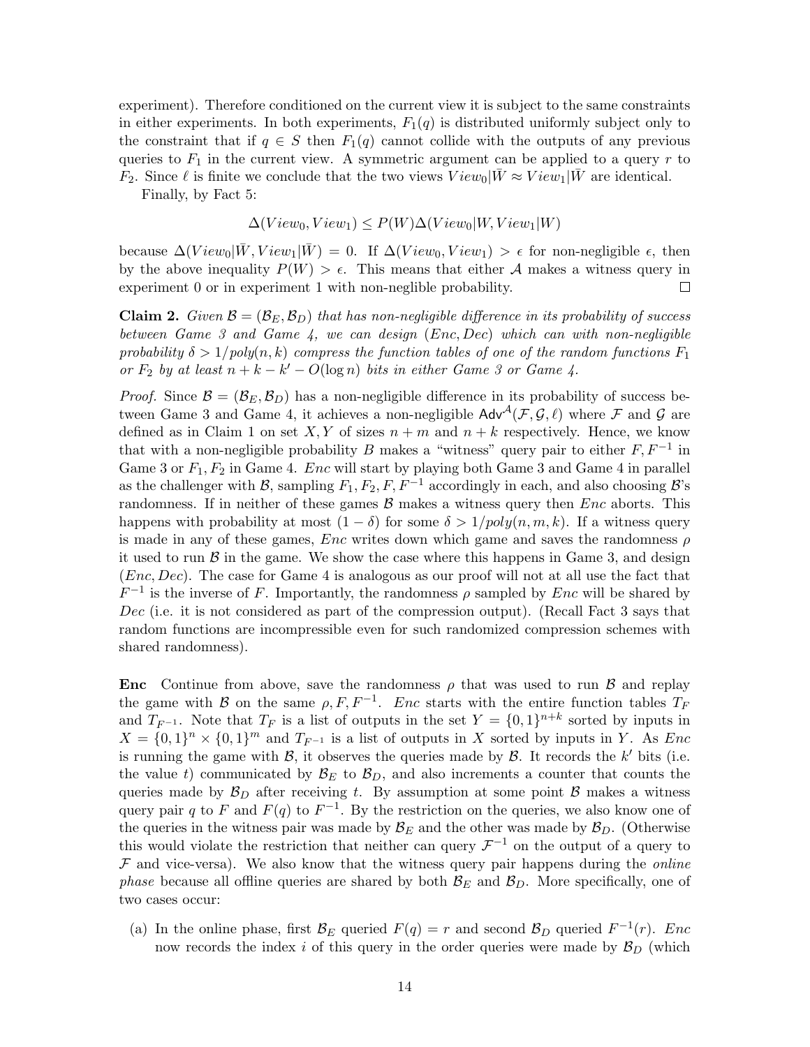experiment). Therefore conditioned on the current view it is subject to the same constraints in either experiments. In both experiments, $F_1(q)$ is distributed uniformly subject only to the constraint that if $q \in S$ then $F_1(q)$ cannot collide with the outputs of any previous queries to $F_1$ in the current view. A symmetric argument can be applied to a query $r$ to $F_2$. Since $\ell$ is finite we conclude that the two views $View_0|\bar{W} \approx View_1|\bar{W}$ are identical.

Finally, by Fact 5:

$$\Delta(View_0, View_1) \leq P(W)\Delta(View_0|W, View_1|W)$$

because $\Delta(View_0|\bar{W}, View_1|\bar{W}) = 0$. If $\Delta(View_0, View_1) > \epsilon$ for non-negligible $\epsilon$, then by the above inequality $P(W) > \epsilon$. This means that either $\mathcal{A}$ makes a witness query in experiment 0 or in experiment 1 with non-neglible probability. □

**Claim 2.** *Given $\mathcal{B} = (\mathcal{B}_E, \mathcal{B}_D)$ that has non-negligible difference in its probability of success between Game 3 and Game 4, we can design $(Enc, Dec)$ which can with non-negligible probability $\delta > 1/poly(n,k)$ compress the function tables of one of the random functions $F_1$ or $F_2$ by at least $n + k - k' - O(\log n)$ bits in either Game 3 or Game 4.*

*Proof.* Since $\mathcal{B} = (\mathcal{B}_E, \mathcal{B}_D)$ has a non-negligible difference in its probability of success between Game 3 and Game 4, it achieves a non-negligible $\mathsf{Adv}^{\mathcal{A}}(\mathcal{F}, \mathcal{G}, \ell)$ where $\mathcal{F}$ and $\mathcal{G}$ are defined as in Claim 1 on set $X, Y$ of sizes $n + m$ and $n + k$ respectively. Hence, we know that with a non-negligible probability $B$ makes a "witness" query pair to either $F, F^{-1}$ in Game 3 or $F_1, F_2$ in Game 4. *Enc* will start by playing both Game 3 and Game 4 in parallel as the challenger with $\mathcal{B}$, sampling $F_1, F_2, F, F^{-1}$ accordingly in each, and also choosing $\mathcal{B}$'s randomness. If in neither of these games $\mathcal{B}$ makes a witness query then *Enc* aborts. This happens with probability at most $(1 - \delta)$ for some $\delta > 1/poly(n, m, k)$. If a witness query is made in any of these games, *Enc* writes down which game and saves the randomness $\rho$ it used to run $\mathcal{B}$ in the game. We show the case where this happens in Game 3, and design $(Enc, Dec)$. The case for Game 4 is analogous as our proof will not at all use the fact that $F^{-1}$ is the inverse of $F$. Importantly, the randomness $\rho$ sampled by *Enc* will be shared by *Dec* (i.e. it is not considered as part of the compression output). (Recall Fact 3 says that random functions are incompressible even for such randomized compression schemes with shared randomness).

**Enc** Continue from above, save the randomness $\rho$ that was used to run $\mathcal{B}$ and replay the game with $\mathcal{B}$ on the same $\rho, F, F^{-1}$. *Enc* starts with the entire function tables $T_F$ and $T_{F^{-1}}$. Note that $T_F$ is a list of outputs in the set $Y = \{0,1\}^{n+k}$ sorted by inputs in $X = \{0,1\}^n \times \{0,1\}^m$ and $T_{F^{-1}}$ is a list of outputs in $X$ sorted by inputs in $Y$. As *Enc* is running the game with $\mathcal{B}$, it observes the queries made by $\mathcal{B}$. It records the $k'$ bits (i.e. the value $t$) communicated by $\mathcal{B}_E$ to $\mathcal{B}_D$, and also increments a counter that counts the queries made by $\mathcal{B}_D$ after receiving $t$. By assumption at some point $\mathcal{B}$ makes a witness query pair $q$ to $F$ and $F(q)$ to $F^{-1}$. By the restriction on the queries, we also know one of the queries in the witness pair was made by $\mathcal{B}_E$ and the other was made by $\mathcal{B}_D$. (Otherwise this would violate the restriction that neither can query $\mathcal{F}^{-1}$ on the output of a query to $\mathcal{F}$ and vice-versa). We also know that the witness query pair happens during the *online phase* because all offline queries are shared by both $\mathcal{B}_E$ and $\mathcal{B}_D$. More specifically, one of two cases occur:

(a) In the online phase, first $\mathcal{B}_E$ queried $F(q) = r$ and second $\mathcal{B}_D$ queried $F^{-1}(r)$. *Enc* now records the index $i$ of this query in the order queries were made by $\mathcal{B}_D$ (which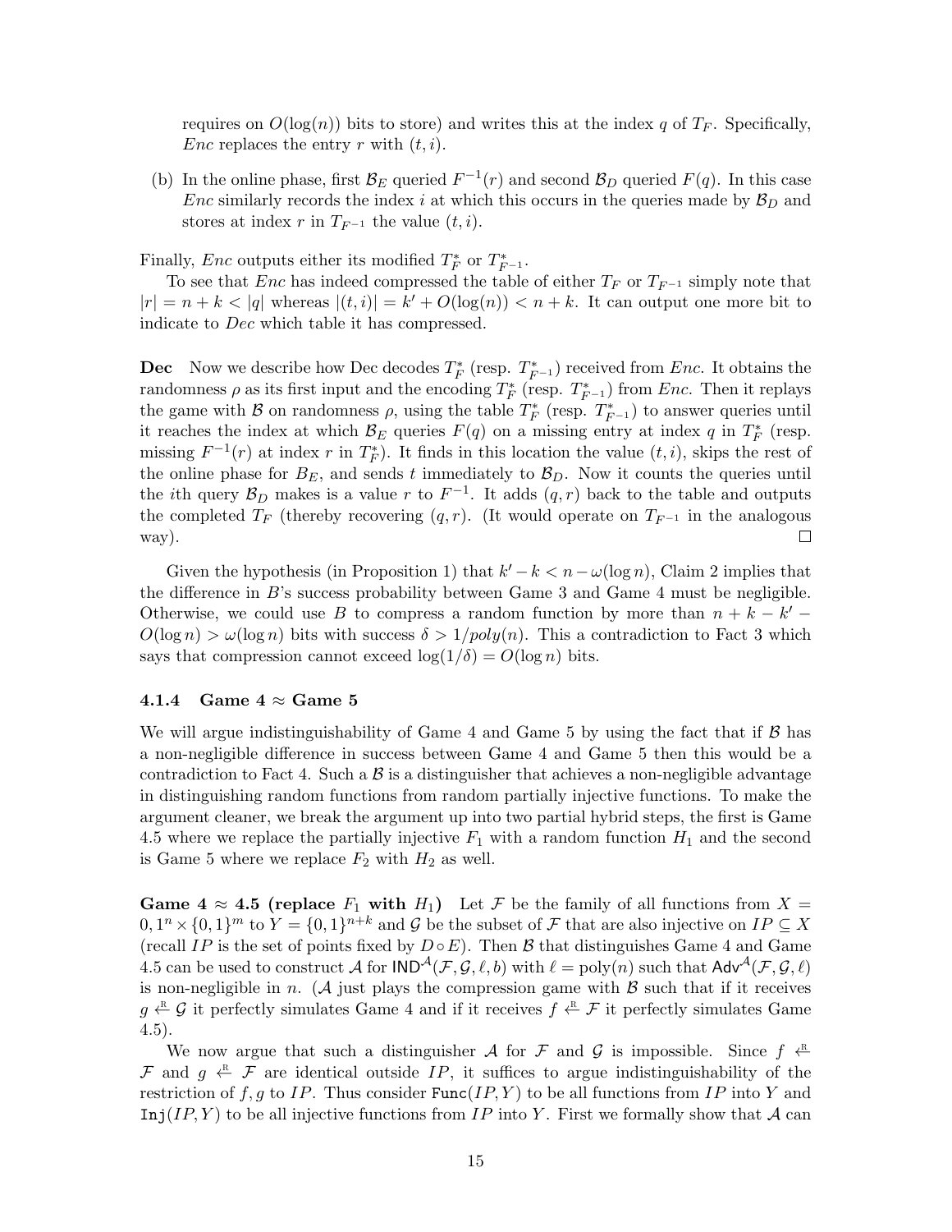requires on $O(\log(n))$ bits to store) and writes this at the index $q$ of $T_F$. Specifically, $Enc$ replaces the entry $r$ with $(t, i)$.

(b) In the online phase, first $\mathcal{B}_E$ queried $F^{-1}(r)$ and second $\mathcal{B}_D$ queried $F(q)$. In this case $Enc$ similarly records the index $i$ at which this occurs in the queries made by $\mathcal{B}_D$ and stores at index $r$ in $T_{F^{-1}}$ the value $(t, i)$.

Finally, $Enc$ outputs either its modified $T^*_F$ or $T^*_{F^{-1}}$.

To see that $Enc$ has indeed compressed the table of either $T_F$ or $T_{F^{-1}}$ simply note that $|r| = n + k < |q|$ whereas $|(t, i)| = k' + O(\log(n)) < n + k$. It can output one more bit to indicate to $Dec$ which table it has compressed.

**Dec** Now we describe how Dec decodes $T^*_F$ (resp. $T^*_{F^{-1}}$) received from $Enc$. It obtains the randomness $\rho$ as its first input and the encoding $T^*_F$ (resp. $T^*_{F^{-1}}$) from $Enc$. Then it replays the game with $\mathcal{B}$ on randomness $\rho$, using the table $T^*_F$ (resp. $T^*_{F^{-1}}$) to answer queries until it reaches the index at which $\mathcal{B}_E$ queries $F(q)$ on a missing entry at index $q$ in $T^*_F$ (resp. missing $F^{-1}(r)$ at index $r$ in $T^*_F$). It finds in this location the value $(t, i)$, skips the rest of the online phase for $B_E$, and sends $t$ immediately to $\mathcal{B}_D$. Now it counts the queries until the $i$th query $\mathcal{B}_D$ makes is a value $r$ to $F^{-1}$. It adds $(q, r)$ back to the table and outputs the completed $T_F$ (thereby recovering $(q, r)$. (It would operate on $T_{F^{-1}}$ in the analogous way). □

Given the hypothesis (in Proposition 1) that $k' - k < n - \omega(\log n)$, Claim 2 implies that the difference in $B$'s success probability between Game 3 and Game 4 must be negligible. Otherwise, we could use $B$ to compress a random function by more than $n + k - k' - O(\log n) > \omega(\log n)$ bits with success $\delta > 1/poly(n)$. This a contradiction to Fact 3 which says that compression cannot exceed $\log(1/\delta) = O(\log n)$ bits.

#### 4.1.4 Game 4 ≈ Game 5

We will argue indistinguishability of Game 4 and Game 5 by using the fact that if $\mathcal{B}$ has a non-negligible difference in success between Game 4 and Game 5 then this would be a contradiction to Fact 4. Such a $\mathcal{B}$ is a distinguisher that achieves a non-negligible advantage in distinguishing random functions from random partially injective functions. To make the argument cleaner, we break the argument up into two partial hybrid steps, the first is Game 4.5 where we replace the partially injective $F_1$ with a random function $H_1$ and the second is Game 5 where we replace $F_2$ with $H_2$ as well.

**Game 4 ≈ 4.5 (replace $F_1$ with $H_1$)** Let $\mathcal{F}$ be the family of all functions from $X = 0, 1^n \times \{0,1\}^m$ to $Y = \{0,1\}^{n+k}$ and $\mathcal{G}$ be the subset of $\mathcal{F}$ that are also injective on $IP \subseteq X$ (recall $IP$ is the set of points fixed by $D \circ E$). Then $\mathcal{B}$ that distinguishes Game 4 and Game 4.5 can be used to construct $\mathcal{A}$ for $\mathsf{IND}^{\mathcal{A}}(\mathcal{F}, \mathcal{G}, \ell, b)$ with $\ell = \text{poly}(n)$ such that $\mathsf{Adv}^{\mathcal{A}}(\mathcal{F}, \mathcal{G}, \ell)$ is non-negligible in $n$. ($\mathcal{A}$ just plays the compression game with $\mathcal{B}$ such that if it receives $g \xleftarrow{R} \mathcal{G}$ it perfectly simulates Game 4 and if it receives $f \xleftarrow{R} \mathcal{F}$ it perfectly simulates Game 4.5).

We now argue that such a distinguisher $\mathcal{A}$ for $\mathcal{F}$ and $\mathcal{G}$ is impossible. Since $f \xleftarrow{R} \mathcal{F}$ and $g \xleftarrow{R} \mathcal{F}$ are identical outside $IP$, it suffices to argue indistinguishability of the restriction of $f, g$ to $IP$. Thus consider $\texttt{Func}(IP, Y)$ to be all functions from $IP$ into $Y$ and $\texttt{Inj}(IP, Y)$ to be all injective functions from $IP$ into $Y$. First we formally show that $\mathcal{A}$ can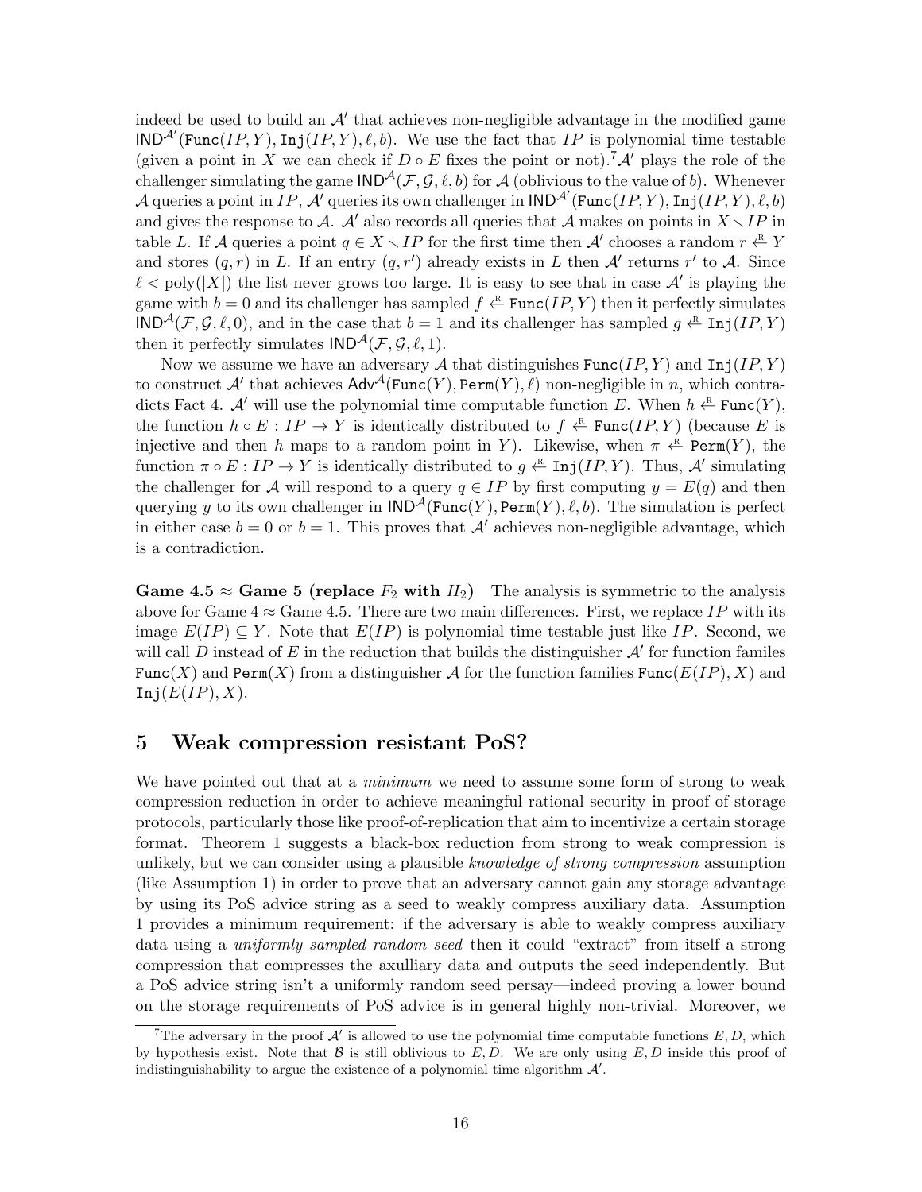indeed be used to build an $\mathcal{A}'$ that achieves non-negligible advantage in the modified game $\mathsf{IND}^{\mathcal{A}'}(\mathtt{Func}(IP,Y), \mathtt{Inj}(IP,Y), \ell, b)$. We use the fact that $IP$ is polynomial time testable (given a point in $X$ we can check if $D \circ E$ fixes the point or not).[7] $\mathcal{A}'$ plays the role of the challenger simulating the game $\mathsf{IND}^{\mathcal{A}}(\mathcal{F}, \mathcal{G}, \ell, b)$ for $\mathcal{A}$ (oblivious to the value of $b$). Whenever $\mathcal{A}$ queries a point in $IP$, $\mathcal{A}'$ queries its own challenger in $\mathsf{IND}^{\mathcal{A}'}(\mathtt{Func}(IP,Y), \mathtt{Inj}(IP,Y), \ell, b)$ and gives the response to $\mathcal{A}$. $\mathcal{A}'$ also records all queries that $\mathcal{A}$ makes on points in $X \setminus IP$ in table $L$. If $\mathcal{A}$ queries a point $q \in X \setminus IP$ for the first time then $\mathcal{A}'$ chooses a random $r \xleftarrow{\text{R}} Y$ and stores $(q, r)$ in $L$. If an entry $(q, r')$ already exists in $L$ then $\mathcal{A}'$ returns $r'$ to $\mathcal{A}$. Since $\ell < \text{poly}(|X|)$ the list never grows too large. It is easy to see that in case $\mathcal{A}'$ is playing the game with $b = 0$ and its challenger has sampled $f \xleftarrow{\text{R}} \mathtt{Func}(IP, Y)$ then it perfectly simulates $\mathsf{IND}^{\mathcal{A}}(\mathcal{F}, \mathcal{G}, \ell, 0)$, and in the case that $b = 1$ and its challenger has sampled $g \xleftarrow{\text{R}} \mathtt{Inj}(IP, Y)$ then it perfectly simulates $\mathsf{IND}^{\mathcal{A}}(\mathcal{F}, \mathcal{G}, \ell, 1)$.

Now we assume we have an adversary $\mathcal{A}$ that distinguishes $\mathtt{Func}(IP, Y)$ and $\mathtt{Inj}(IP, Y)$ to construct $\mathcal{A}'$ that achieves $\mathsf{Adv}^{\mathcal{A}}(\mathtt{Func}(Y), \mathtt{Perm}(Y), \ell)$ non-negligible in $n$, which contradicts Fact 4. $\mathcal{A}'$ will use the polynomial time computable function $E$. When $h \xleftarrow{\text{R}} \mathtt{Func}(Y)$, the function $h \circ E : IP \to Y$ is identically distributed to $f \xleftarrow{\text{R}} \mathtt{Func}(IP, Y)$ (because $E$ is injective and then $h$ maps to a random point in $Y$). Likewise, when $\pi \xleftarrow{\text{R}} \mathtt{Perm}(Y)$, the function $\pi \circ E : IP \to Y$ is identically distributed to $g \xleftarrow{\text{R}} \mathtt{Inj}(IP, Y)$. Thus, $\mathcal{A}'$ simulating the challenger for $\mathcal{A}$ will respond to a query $q \in IP$ by first computing $y = E(q)$ and then querying $y$ to its own challenger in $\mathsf{IND}^{\mathcal{A}}(\mathtt{Func}(Y), \mathtt{Perm}(Y), \ell, b)$. The simulation is perfect in either case $b = 0$ or $b = 1$. This proves that $\mathcal{A}'$ achieves non-negligible advantage, which is a contradiction.

**Game 4.5 $\approx$ Game 5 (replace $F_2$ with $H_2$)** The analysis is symmetric to the analysis above for Game 4 $\approx$ Game 4.5. There are two main differences. First, we replace $IP$ with its image $E(IP) \subseteq Y$. Note that $E(IP)$ is polynomial time testable just like $IP$. Second, we will call $D$ instead of $E$ in the reduction that builds the distinguisher $\mathcal{A}'$ for function familes $\mathtt{Func}(X)$ and $\mathtt{Perm}(X)$ from a distinguisher $\mathcal{A}$ for the function families $\mathtt{Func}(E(IP), X)$ and $\mathtt{Inj}(E(IP), X)$.

## 5 Weak compression resistant PoS?

We have pointed out that at a *minimum* we need to assume some form of strong to weak compression reduction in order to achieve meaningful rational security in proof of storage protocols, particularly those like proof-of-replication that aim to incentivize a certain storage format. Theorem 1 suggests a black-box reduction from strong to weak compression is unlikely, but we can consider using a plausible *knowledge of strong compression* assumption (like Assumption 1) in order to prove that an adversary cannot gain any storage advantage by using its PoS advice string as a seed to weakly compress auxiliary data. Assumption 1 provides a minimum requirement: if the adversary is able to weakly compress auxiliary data using a *uniformly sampled random seed* then it could "extract" from itself a strong compression that compresses the axulliary data and outputs the seed independently. But a PoS advice string isn't a uniformly random seed persay—indeed proving a lower bound on the storage requirements of PoS advice is in general highly non-trivial. Moreover, we

[7] The adversary in the proof $\mathcal{A}'$ is allowed to use the polynomial time computable functions $E, D$, which by hypothesis exist. Note that $\mathcal{B}$ is still oblivious to $E, D$. We are only using $E, D$ inside this proof of indistinguishability to argue the existence of a polynomial time algorithm $\mathcal{A}'$.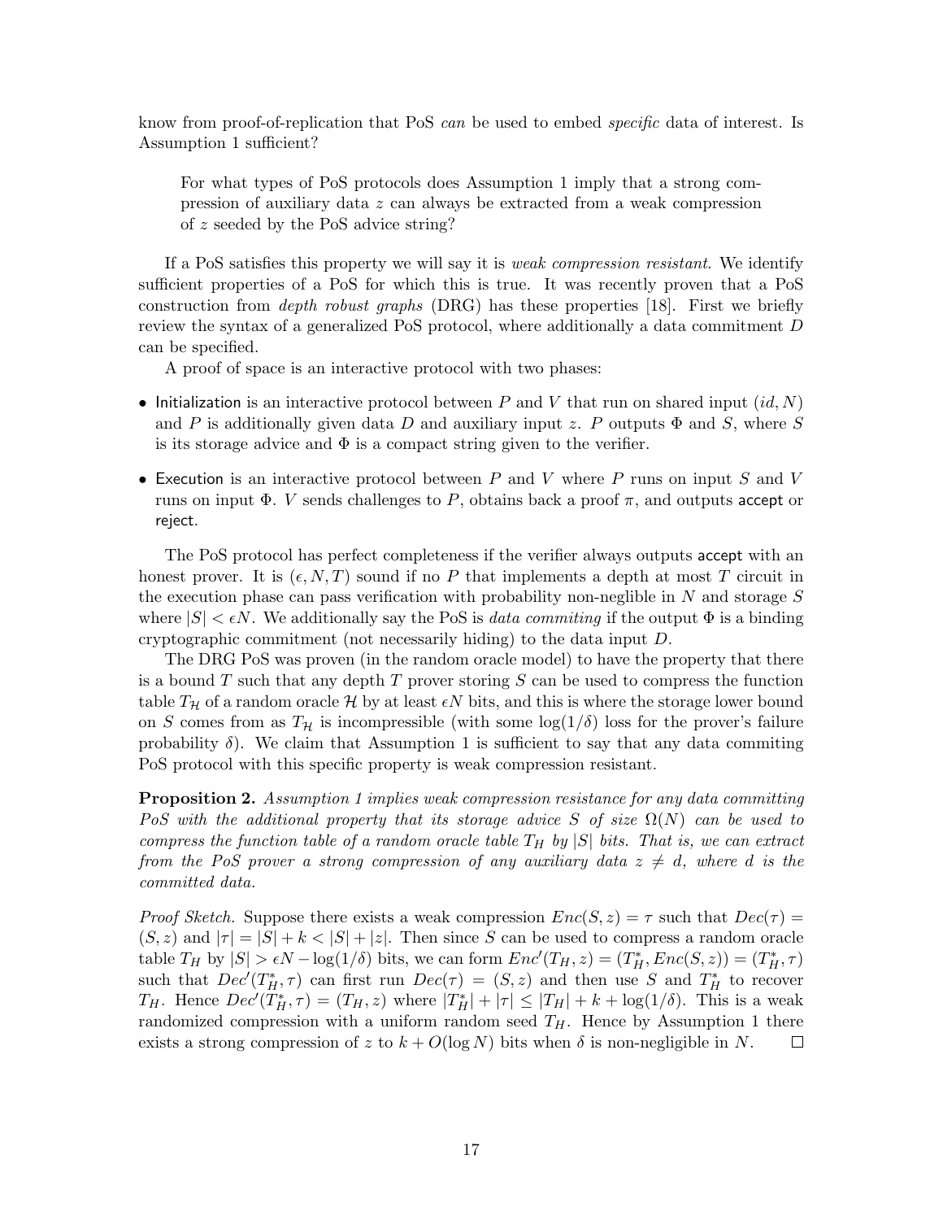know from proof-of-replication that PoS *can* be used to embed *specific* data of interest. Is Assumption 1 sufficient?

> For what types of PoS protocols does Assumption 1 imply that a strong compression of auxiliary data $z$ can always be extracted from a weak compression of $z$ seeded by the PoS advice string?

If a PoS satisfies this property we will say it is *weak compression resistant*. We identify sufficient properties of a PoS for which this is true. It was recently proven that a PoS construction from *depth robust graphs* (DRG) has these properties [18]. First we briefly review the syntax of a generalized PoS protocol, where additionally a data commitment $D$ can be specified.

A proof of space is an interactive protocol with two phases:

- Initialization is an interactive protocol between $P$ and $V$ that run on shared input $(id, N)$ and $P$ is additionally given data $D$ and auxiliary input $z$. $P$ outputs $\Phi$ and $S$, where $S$ is its storage advice and $\Phi$ is a compact string given to the verifier.
- Execution is an interactive protocol between $P$ and $V$ where $P$ runs on input $S$ and $V$ runs on input $\Phi$. $V$ sends challenges to $P$, obtains back a proof $\pi$, and outputs accept or reject.

The PoS protocol has perfect completeness if the verifier always outputs accept with an honest prover. It is $(\epsilon, N, T)$ sound if no $P$ that implements a depth at most $T$ circuit in the execution phase can pass verification with probability non-neglible in $N$ and storage $S$ where $|S| < \epsilon N$. We additionally say the PoS is *data commiting* if the output $\Phi$ is a binding cryptographic commitment (not necessarily hiding) to the data input $D$.

The DRG PoS was proven (in the random oracle model) to have the property that there is a bound $T$ such that any depth $T$ prover storing $S$ can be used to compress the function table $T_{\mathcal{H}}$ of a random oracle $\mathcal{H}$ by at least $\epsilon N$ bits, and this is where the storage lower bound on $S$ comes from as $T_{\mathcal{H}}$ is incompressible (with some $\log(1/\delta)$ loss for the prover's failure probability $\delta$). We claim that Assumption 1 is sufficient to say that any data commiting PoS protocol with this specific property is weak compression resistant.

**Proposition 2.** *Assumption 1 implies weak compression resistance for any data committing PoS with the additional property that its storage advice $S$ of size $\Omega(N)$ can be used to compress the function table of a random oracle table $T_H$ by $|S|$ bits. That is, we can extract from the PoS prover a strong compression of any auxiliary data $z \neq d$, where $d$ is the committed data.*

*Proof Sketch.* Suppose there exists a weak compression $Enc(S, z) = \tau$ such that $Dec(\tau) = (S, z)$ and $|\tau| = |S| + k < |S| + |z|$. Then since $S$ can be used to compress a random oracle table $T_H$ by $|S| > \epsilon N - \log(1/\delta)$ bits, we can form $Enc'(T_H, z) = (T_H^*, Enc(S, z)) = (T_H^*, \tau)$ such that $Dec'(T_H^*, \tau)$ can first run $Dec(\tau) = (S, z)$ and then use $S$ and $T_H^*$ to recover $T_H$. Hence $Dec'(T_H^*, \tau) = (T_H, z)$ where $|T_H^*| + |\tau| \leq |T_H| + k + \log(1/\delta)$. This is a weak randomized compression with a uniform random seed $T_H$. Hence by Assumption 1 there exists a strong compression of $z$ to $k + O(\log N)$ bits when $\delta$ is non-negligible in $N$. $\square$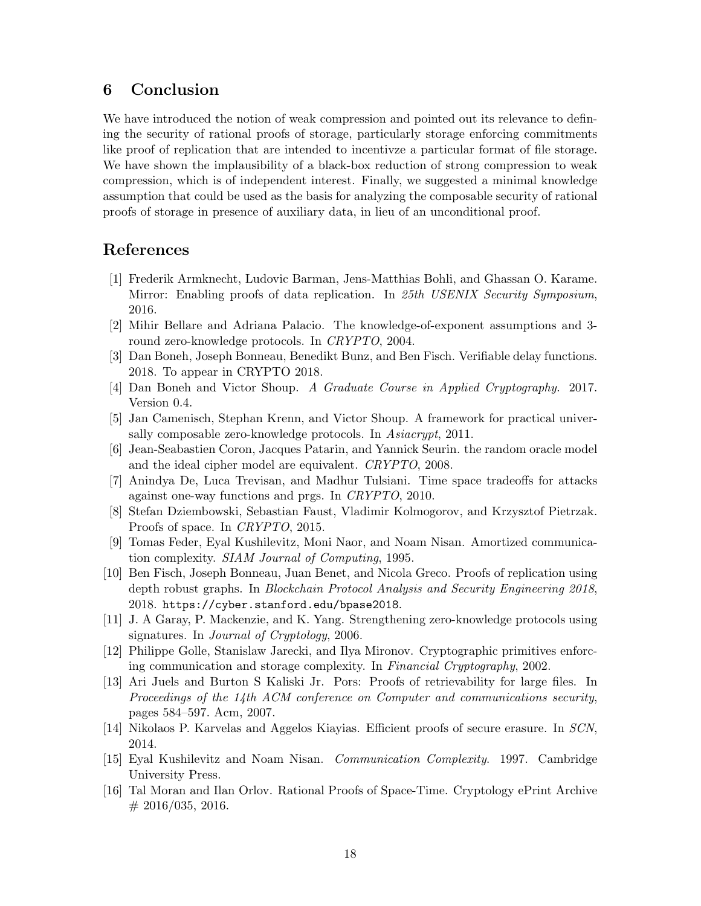## 6 Conclusion

We have introduced the notion of weak compression and pointed out its relevance to defining the security of rational proofs of storage, particularly storage enforcing commitments like proof of replication that are intended to incentivze a particular format of file storage. We have shown the implausibility of a black-box reduction of strong compression to weak compression, which is of independent interest. Finally, we suggested a minimal knowledge assumption that could be used as the basis for analyzing the composable security of rational proofs of storage in presence of auxiliary data, in lieu of an unconditional proof.

## References

[1] Frederik Armknecht, Ludovic Barman, Jens-Matthias Bohli, and Ghassan O. Karame. Mirror: Enabling proofs of data replication. In *25th USENIX Security Symposium*, 2016.

[2] Mihir Bellare and Adriana Palacio. The knowledge-of-exponent assumptions and 3-round zero-knowledge protocols. In *CRYPTO*, 2004.

[3] Dan Boneh, Joseph Bonneau, Benedikt Bunz, and Ben Fisch. Verifiable delay functions. 2018. To appear in CRYPTO 2018.

[4] Dan Boneh and Victor Shoup. *A Graduate Course in Applied Cryptography*. 2017. Version 0.4.

[5] Jan Camenisch, Stephan Krenn, and Victor Shoup. A framework for practical universally composable zero-knowledge protocols. In *Asiacrypt*, 2011.

[6] Jean-Seabastien Coron, Jacques Patarin, and Yannick Seurin. the random oracle model and the ideal cipher model are equivalent. *CRYPTO*, 2008.

[7] Anindya De, Luca Trevisan, and Madhur Tulsiani. Time space tradeoffs for attacks against one-way functions and prgs. In *CRYPTO*, 2010.

[8] Stefan Dziembowski, Sebastian Faust, Vladimir Kolmogorov, and Krzysztof Pietrzak. Proofs of space. In *CRYPTO*, 2015.

[9] Tomas Feder, Eyal Kushilevitz, Moni Naor, and Noam Nisan. Amortized communication complexity. *SIAM Journal of Computing*, 1995.

[10] Ben Fisch, Joseph Bonneau, Juan Benet, and Nicola Greco. Proofs of replication using depth robust graphs. In *Blockchain Protocol Analysis and Security Engineering 2018*, 2018. `https://cyber.stanford.edu/bpase2018`.

[11] J. A Garay, P. Mackenzie, and K. Yang. Strengthening zero-knowledge protocols using signatures. In *Journal of Cryptology*, 2006.

[12] Philippe Golle, Stanislaw Jarecki, and Ilya Mironov. Cryptographic primitives enforcing communication and storage complexity. In *Financial Cryptography*, 2002.

[13] Ari Juels and Burton S Kaliski Jr. Pors: Proofs of retrievability for large files. In *Proceedings of the 14th ACM conference on Computer and communications security*, pages 584–597. Acm, 2007.

[14] Nikolaos P. Karvelas and Aggelos Kiayias. Efficient proofs of secure erasure. In *SCN*, 2014.

[15] Eyal Kushilevitz and Noam Nisan. *Communication Complexity*. 1997. Cambridge University Press.

[16] Tal Moran and Ilan Orlov. Rational Proofs of Space-Time. Cryptology ePrint Archive # 2016/035, 2016.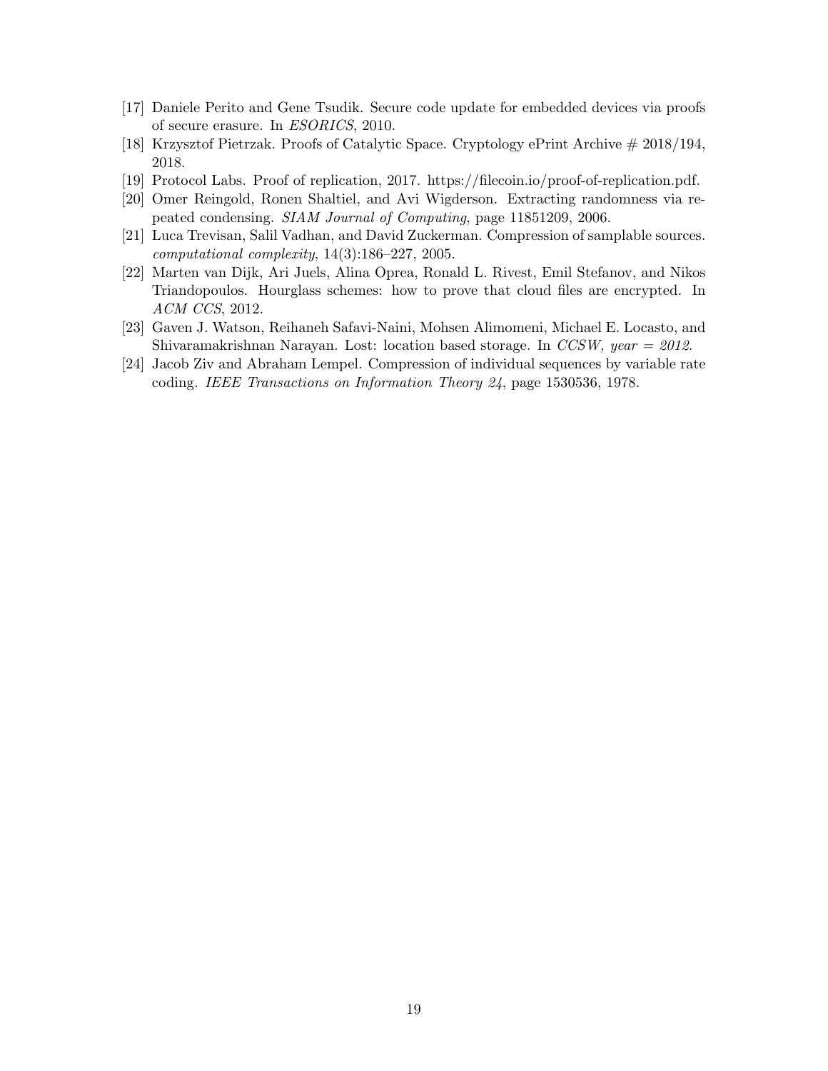[17] Daniele Perito and Gene Tsudik. Secure code update for embedded devices via proofs of secure erasure. In *ESORICS*, 2010.

[18] Krzysztof Pietrzak. Proofs of Catalytic Space. Cryptology ePrint Archive # 2018/194, 2018.

[19] Protocol Labs. Proof of replication, 2017. https://filecoin.io/proof-of-replication.pdf.

[20] Omer Reingold, Ronen Shaltiel, and Avi Wigderson. Extracting randomness via repeated condensing. *SIAM Journal of Computing*, page 11851209, 2006.

[21] Luca Trevisan, Salil Vadhan, and David Zuckerman. Compression of samplable sources. *computational complexity*, 14(3):186–227, 2005.

[22] Marten van Dijk, Ari Juels, Alina Oprea, Ronald L. Rivest, Emil Stefanov, and Nikos Triandopoulos. Hourglass schemes: how to prove that cloud files are encrypted. In *ACM CCS*, 2012.

[23] Gaven J. Watson, Reihaneh Safavi-Naini, Mohsen Alimomeni, Michael E. Locasto, and Shivaramakrishnan Narayan. Lost: location based storage. In *CCSW, year = 2012*.

[24] Jacob Ziv and Abraham Lempel. Compression of individual sequences by variable rate coding. *IEEE Transactions on Information Theory 24*, page 1530536, 1978.